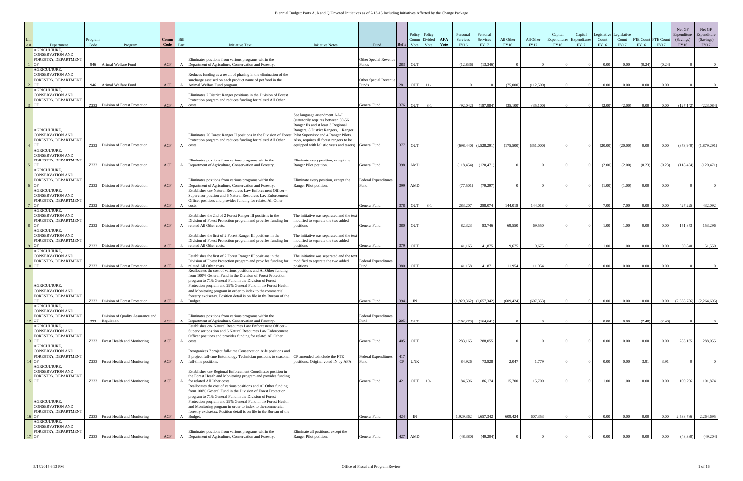# Biennial Budget: Parts A, B and Q Unvoted Initiatives as of 5-13-15 Including Initiatives Affected by the Change Package

| Line # | Department | Program Code | Program | Comm Code | Bill Part | Initiative Text | Initiative Notes | Fund | Ref # | Policy Comm Vote | Policy Divided Vote | AFA Vote | Personal Services FY16 | Personal Services FY17 | All Other FY16 | All Other FY17 | Capital Expenditures FY16 | Capital Expenditures FY17 | Legislative Count FY16 | Legislative Count FY17 | FTE Count FY16 | FTE Count FY17 | Net GF Expenditure (Savings) FY16 | Net GF Expenditure (Savings) FY17 |
|---|---|---|---|---|---|---|---|---|---|---|---|---|---|---|---|---|---|---|---|---|---|---|---|---|
| 1 | AGRICULTURE, CONSERVATION AND FORESTRY, DEPARTMENT OF | 946 | Animal Welfare Fund | ACF | A | Eliminates positions from various programs within the Department of Agriculture, Conservation and Forestry. | | Other Special Revenue Funds | 283 | OUT | | | (12,836) | (13,346) | 0 | 0 | 0 | 0 | 0.00 | 0.00 | (0.24) | (0.24) | 0 | 0 |
| 2 | AGRICULTURE, CONSERVATION AND FORESTRY, DEPARTMENT OF | 946 | Animal Welfare Fund | ACF | A | Reduces funding as a result of phasing in the elimination of the surcharge assessed on each product name of pet food in the Animal Welfare Fund program. | | Other Special Revenue Funds | 281 | OUT | 11-1 | | 0 | 0 | (75,000) | (112,500) | 0 | 0 | 0.00 | 0.00 | 0.00 | 0.00 | 0 | 0 |
| 3 | AGRICULTURE, CONSERVATION AND FORESTRY, DEPARTMENT OF | Z232 | Division of Forest Protection | ACF | A | Eliminates 2 District Ranger positions in the Division of Forest Protection program and reduces funding for related All Other costs. | | General Fund | 376 | OUT | 8-1 | | (92,042) | (187,984) | (35,100) | (35,100) | 0 | 0 | (2.00) | (2.00) | 0.00 | 0.00 | (127,142) | (223,084) |
| 4 | AGRICULTURE, CONSERVATION AND FORESTRY, DEPARTMENT OF | Z232 | Division of Forest Protection | ACF | A | Eliminates 20 Forest Ranger II positions in the Division of Forest Protection program and reduces funding for related All Other costs. | See language amendment AA-I (statutorily requires between 50-56 Ranger IIs and at least 3 Regional Rangers, 8 District Rangers, 1 Ranger Pilot Supervisor and 4 Ranger Pilots. Also, requires all forest rangers to be equipped with balistic vests and tasers) | General Fund | 377 | OUT | | | (698,440) | (1,528,291) | (175,500) | (351,000) | 0 | 0 | (20.00) | (20.00) | 0.00 | 0.00 | (873,940) | (1,879,291) |
| 5 | AGRICULTURE, CONSERVATION AND FORESTRY, DEPARTMENT OF | Z232 | Division of Forest Protection | ACF | A | Eliminates positions from various programs within the Department of Agriculture, Conservation and Forestry. | Eliminate every position, except the Ranger Pilot position. | General Fund | 398 | AMD | | | (118,454) | (120,471) | 0 | 0 | 0 | 0 | (2.00) | (2.00) | (0.23) | (0.23) | (118,454) | (120,471) |
| 6 | AGRICULTURE, CONSERVATION AND FORESTRY, DEPARTMENT OF | Z232 | Division of Forest Protection | ACF | A | Eliminates positions from various programs within the Department of Agriculture, Conservation and Forestry. | Eliminate every position, except the Ranger Pilot position. | Federal Expenditures Fund | 399 | AMD | | | (77,501) | (79,297) | 0 | 0 | 0 | 0 | (1.00) | (1.00) | 0.00 | 0.00 | 0 | 0 |
| 7 | AGRICULTURE, CONSERVATION AND FORESTRY, DEPARTMENT OF | Z232 | Division of Forest Protection | ACF | A | Establishes one Natural Resources Law Enforcement Officer - Supervisor position and 6 Natural Resources Law Enforcement Officer positions and provides funding for related All Other costs. | | General Fund | 378 | OUT | 8-1 | | 283,207 | 288,074 | 144,018 | 144,018 | 0 | 0 | 7.00 | 7.00 | 0.00 | 0.00 | 427,225 | 432,092 |
| 8 | AGRICULTURE, CONSERVATION AND FORESTRY, DEPARTMENT OF | Z232 | Division of Forest Protection | ACF | A | Establishes the 2nd of 2 Forest Ranger III positions in the Division of Forest Protection program and provides funding for related All Other costs. | The initiative was separated and the text modified to separate the two added positions | General Fund | 380 | OUT | | | 82,323 | 83,746 | 69,550 | 69,550 | 0 | 0 | 1.00 | 1.00 | 0.00 | 0.00 | 151,873 | 153,296 |
| 9 | AGRICULTURE, CONSERVATION AND FORESTRY, DEPARTMENT OF | Z232 | Division of Forest Protection | ACF | A | Establishes the first of 2 Forest Ranger III positions in the Division of Forest Protection program and provides funding for related All Other costs. | The initiative was separated and the text modified to separate the two added positions | General Fund | 379 | OUT | | | 41,165 | 41,875 | 9,675 | 9,675 | 0 | 0 | 1.00 | 1.00 | 0.00 | 0.00 | 50,840 | 51,550 |
| 10 | AGRICULTURE, CONSERVATION AND FORESTRY, DEPARTMENT OF | Z232 | Division of Forest Protection | ACF | A | Establishes the first of 2 Forest Ranger III positions in the Division of Forest Protection program and provides funding for related All Other costs. | The initiative was separated and the text modified to separate the two added positions | Federal Expenditures Fund | 380 | OUT | | | 41,158 | 41,871 | 11,954 | 11,954 | 0 | 0 | 0.00 | 0.00 | 0.00 | 0.00 | 0 | 0 |
| 11 | AGRICULTURE, CONSERVATION AND FORESTRY, DEPARTMENT OF | Z232 | Division of Forest Protection | ACF | A | Reallocates the cost of various positions and All Other funding from 100% General Fund in the Division of Forest Protection program to 71% General Fund in the Division of Forest Protection program and 29% General Fund in the Forest Health and Monitoring program in order to index to the commercial forestry excise tax. Position detail is on file in the Bureau of the Budget. | | General Fund | 394 | IN | | | (1,929,362) | (1,657,342) | (609,424) | (607,353) | 0 | 0 | 0.00 | 0.00 | 0.00 | 0.00 | (2,538,786) | (2,264,695) |
| 12 | AGRICULTURE, CONSERVATION AND FORESTRY, DEPARTMENT OF | 393 | Division of Quality Assurance and Regulation | ACF | A | Eliminates positions from various programs within the Department of Agriculture, Conservation and Forestry. | | Federal Expenditures Fund | 205 | OUT | | | (162,279) | (164,641) | 0 | 0 | 0 | 0 | 0.00 | 0.00 | (2.48) | (2.48) | 0 | 0 |
| 13 | AGRICULTURE, CONSERVATION AND FORESTRY, DEPARTMENT OF | Z233 | Forest Health and Monitoring | ACF | A | Establishes one Natural Resources Law Enforcement Officer - Supervisor position and 6 Natural Resources Law Enforcement Officer positions and provides funding for related All Other costs. | | General Fund | 405 | OUT | | | 283,165 | 288,055 | 0 | 0 | 0 | 0 | 0.00 | 0.00 | 0.00 | 0.00 | 283,165 | 288,055 |
| 14 | AGRICULTURE, CONSERVATION AND FORESTRY, DEPARTMENT OF | Z233 | Forest Health and Monitoring | ACF | A | Reorganizes 7 project full-time Conservation Aide positions and 5 project full-time Entomology Technician positions to seasonal full-time positions. | CP amended to include the FTE positions. Original voted IN by AFA | Federal Expenditures Fund | 417 CP | UNK | | | 84,926 | 73,828 | 2,047 | 1,779 | 0 | 0 | 0.00 | 0.00 | 3.91 | 3.91 | 0 | 0 |
| 15 | AGRICULTURE, CONSERVATION AND FORESTRY, DEPARTMENT OF | Z233 | Forest Health and Monitoring | ACF | A | Establishes one Regional Enforcement Coordinator position in the Forest Health and Monitoring program and provides funding for related All Other costs. | | General Fund | 421 | OUT | 10-1 | | 84,596 | 86,174 | 15,700 | 15,700 | 0 | 0 | 1.00 | 1.00 | 0.00 | 0.00 | 100,296 | 101,874 |
| 16 | AGRICULTURE, CONSERVATION AND FORESTRY, DEPARTMENT OF | Z233 | Forest Health and Monitoring | ACF | A | Reallocates the cost of various positions and All Other funding from 100% General Fund in the Division of Forest Protection program to 71% General Fund in the Division of Forest Protection program and 29% General Fund in the Forest Health and Monitoring program in order to index to the commercial forestry excise tax. Position detail is on file in the Bureau of the Budget. | | General Fund | 424 | IN | | | 1,929,362 | 1,657,342 | 609,424 | 607,353 | 0 | 0 | 0.00 | 0.00 | 0.00 | 0.00 | 2,538,786 | 2,264,695 |
| 17 | AGRICULTURE, CONSERVATION AND FORESTRY, DEPARTMENT OF | Z233 | Forest Health and Monitoring | ACF | A | Eliminates positions from various programs within the Department of Agriculture, Conservation and Forestry. | Eliminate all positions, except the Ranger Pilot position. | General Fund | 427 | AMD | | | (48,380) | (49,204) | 0 | 0 | 0 | 0 | 0.00 | 0.00 | 0.00 | 0.00 | (48,380) | (49,204) |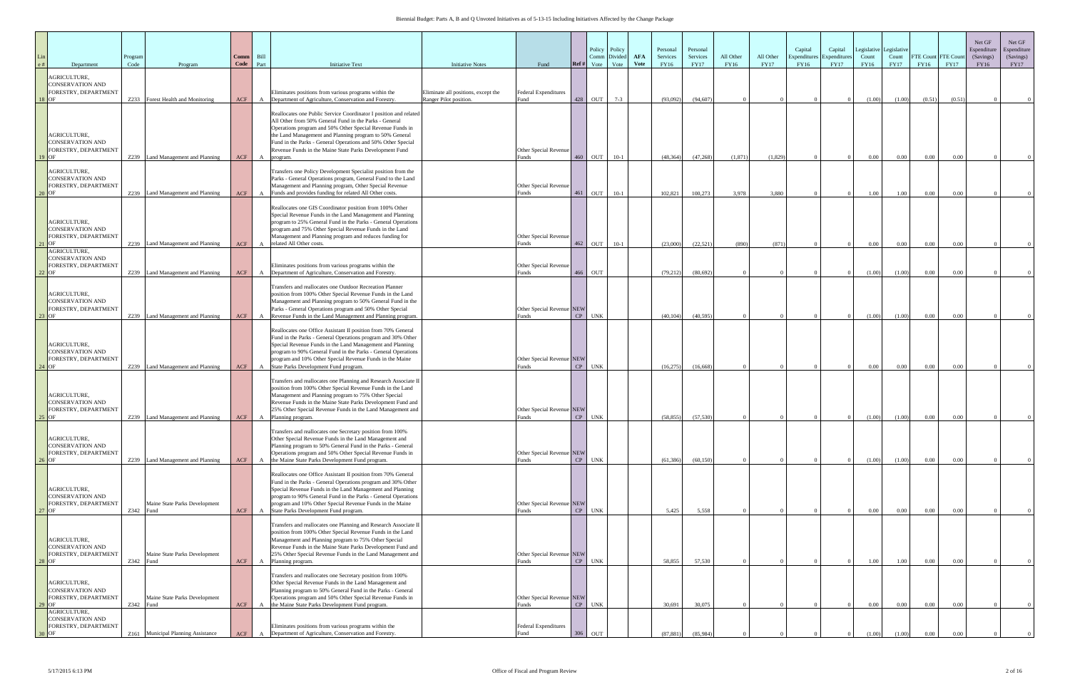Biennial Budget: Parts A, B and Q Unvoted Initiatives as of 5-13-15 Including Initiatives Affected by the Change Package

| Line # | Department | Program Code | Program | Comm Code | Bill Part | Initiative Text | Initiative Notes | Fund | Ref # | Policy Comm Vote | Policy Divided Vote | AFA Vote | Personal Services FY16 | Personal Services FY17 | All Other FY16 | All Other FY17 | Capital Expenditures FY16 | Capital Expenditures FY17 | Legislative Count FY16 | Legislative Count FY17 | FTE Count FY16 | FTE Count FY17 | Net GF Expenditure (Savings) FY16 | Net GF Expenditure (Savings) FY17 |
|---|---|---|---|---|---|---|---|---|---|---|---|---|---|---|---|---|---|---|---|---|---|---|---|---|
| 18 | AGRICULTURE, CONSERVATION AND FORESTRY, DEPARTMENT OF | Z233 | Forest Health and Monitoring | ACF | A | Eliminates positions from various programs within the Department of Agriculture, Conservation and Forestry. | Eliminate all positions, except the Ranger Pilot position. | Federal Expenditures Fund | 428 | OUT | 7-3 | | (93,092) | (94,607) | 0 | 0 | 0 | 0 | (1.00) | (1.00) | (0.51) | (0.51) | 0 | 0 |
| 19 | AGRICULTURE, CONSERVATION AND FORESTRY, DEPARTMENT OF | Z239 | Land Management and Planning | ACF | A | Reallocates one Public Service Coordinator I position and related All Other from 50% General Fund in the Parks - General Operations program and 50% Other Special Revenue Funds in the Land Management and Planning program to 50% General Fund in the Parks - General Operations and 50% Other Special Revenue Funds in the Maine State Parks Development Fund program. | | Other Special Revenue Funds | 460 | OUT | 10-1 | | (48,364) | (47,268) | (1,871) | (1,829) | 0 | 0 | 0.00 | 0.00 | 0.00 | 0.00 | 0 | 0 |
| 20 | AGRICULTURE, CONSERVATION AND FORESTRY, DEPARTMENT OF | Z239 | Land Management and Planning | ACF | A | Transfers one Policy Development Specialist position from the Parks - General Operations program, General Fund to the Land Management and Planning program, Other Special Revenue Funds and provides funding for related All Other costs. | | Other Special Revenue Funds | 461 | OUT | 10-1 | | 102,821 | 100,273 | 3,978 | 3,880 | 0 | 0 | 1.00 | 1.00 | 0.00 | 0.00 | 0 | 0 |
| 21 | AGRICULTURE, CONSERVATION AND FORESTRY, DEPARTMENT OF | Z239 | Land Management and Planning | ACF | A | Reallocates one GIS Coordinator position from 100% Other Special Revenue Funds in the Land Management and Planning program to 25% General Fund in the Parks - General Operations program and 75% Other Special Revenue Funds in the Land Management and Planning program and reduces funding for related All Other costs. | | Other Special Revenue Funds | 462 | OUT | 10-1 | | (23,000) | (22,521) | (890) | (871) | 0 | 0 | 0.00 | 0.00 | 0.00 | 0.00 | 0 | 0 |
| 22 | AGRICULTURE, CONSERVATION AND FORESTRY, DEPARTMENT OF | Z239 | Land Management and Planning | ACF | A | Eliminates positions from various programs within the Department of Agriculture, Conservation and Forestry. | | Other Special Revenue Funds | 466 | OUT | | | (79,212) | (80,692) | 0 | 0 | 0 | 0 | (1.00) | (1.00) | 0.00 | 0.00 | 0 | 0 |
| 23 | AGRICULTURE, CONSERVATION AND FORESTRY, DEPARTMENT OF | Z239 | Land Management and Planning | ACF | A | Transfers and reallocates one Outdoor Recreation Planner position from 100% Other Special Revenue Funds in the Land Management and Planning program to 50% General Fund in the Parks - General Operations program and 50% Other Special Revenue Funds in the Land Management and Planning program. | | Other Special Revenue Funds | NEW CP | UNK | | | (40,104) | (40,595) | 0 | 0 | 0 | 0 | (1.00) | (1.00) | 0.00 | 0.00 | 0 | 0 |
| 24 | AGRICULTURE, CONSERVATION AND FORESTRY, DEPARTMENT OF | Z239 | Land Management and Planning | ACF | A | Reallocates one Office Assistant II position from 70% General Fund in the Parks - General Operations program and 30% Other Special Revenue Funds in the Land Management and Planning program to 90% General Fund in the Parks - General Operations program and 10% Other Special Revenue Funds in the Maine State Parks Development Fund program. | | Other Special Revenue Funds | NEW CP | UNK | | | (16,275) | (16,668) | 0 | 0 | 0 | 0 | 0.00 | 0.00 | 0.00 | 0.00 | 0 | 0 |
| 25 | AGRICULTURE, CONSERVATION AND FORESTRY, DEPARTMENT OF | Z239 | Land Management and Planning | ACF | A | Transfers and reallocates one Planning and Research Associate II position from 100% Other Special Revenue Funds in the Land Management and Planning program to 75% Other Special Revenue Funds in the Maine State Parks Development Fund and 25% Other Special Revenue Funds in the Land Management and Planning program. | | Other Special Revenue Funds | NEW CP | UNK | | | (58,855) | (57,530) | 0 | 0 | 0 | 0 | (1.00) | (1.00) | 0.00 | 0.00 | 0 | 0 |
| 26 | AGRICULTURE, CONSERVATION AND FORESTRY, DEPARTMENT OF | Z239 | Land Management and Planning | ACF | A | Transfers and reallocates one Secretary position from 100% Other Special Revenue Funds in the Land Management and Planning program to 50% General Fund in the Parks - General Operations program and 50% Other Special Revenue Funds in the Maine State Parks Development Fund program. | | Other Special Revenue Funds | NEW CP | UNK | | | (61,386) | (60,150) | 0 | 0 | 0 | 0 | (1.00) | (1.00) | 0.00 | 0.00 | 0 | 0 |
| 27 | AGRICULTURE, CONSERVATION AND FORESTRY, DEPARTMENT OF | Z342 | Maine State Parks Development Fund | ACF | A | Reallocates one Office Assistant II position from 70% General Fund in the Parks - General Operations program and 30% Other Special Revenue Funds in the Land Management and Planning program to 90% General Fund in the Parks - General Operations program and 10% Other Special Revenue Funds in the Maine State Parks Development Fund program. | | Other Special Revenue Funds | NEW CP | UNK | | | 5,425 | 5,558 | 0 | 0 | 0 | 0 | 0.00 | 0.00 | 0.00 | 0.00 | 0 | 0 |
| 28 | AGRICULTURE, CONSERVATION AND FORESTRY, DEPARTMENT OF | Z342 | Maine State Parks Development Fund | ACF | A | Transfers and reallocates one Planning and Research Associate II position from 100% Other Special Revenue Funds in the Land Management and Planning program to 75% Other Special Revenue Funds in the Maine State Parks Development Fund and 25% Other Special Revenue Funds in the Land Management and Planning program. | | Other Special Revenue Funds | NEW CP | UNK | | | 58,855 | 57,530 | 0 | 0 | 0 | 0 | 1.00 | 1.00 | 0.00 | 0.00 | 0 | 0 |
| 29 | AGRICULTURE, CONSERVATION AND FORESTRY, DEPARTMENT OF | Z342 | Maine State Parks Development Fund | ACF | A | Transfers and reallocates one Secretary position from 100% Other Special Revenue Funds in the Land Management and Planning program to 50% General Fund in the Parks - General Operations program and 50% Other Special Revenue Funds in the Maine State Parks Development Fund program. | | Other Special Revenue Funds | NEW CP | UNK | | | 30,691 | 30,075 | 0 | 0 | 0 | 0 | 0.00 | 0.00 | 0.00 | 0.00 | 0 | 0 |
| 30 | AGRICULTURE, CONSERVATION AND FORESTRY, DEPARTMENT OF | Z161 | Municipal Planning Assistance | ACF | A | Eliminates positions from various programs within the Department of Agriculture, Conservation and Forestry. | | Federal Expenditures Fund | 306 | OUT | | | (87,881) | (85,984) | 0 | 0 | 0 | 0 | (1.00) | (1.00) | 0.00 | 0.00 | 0 | 0 |

5/17/2015 6:13 PM — Office of Fiscal and Program Review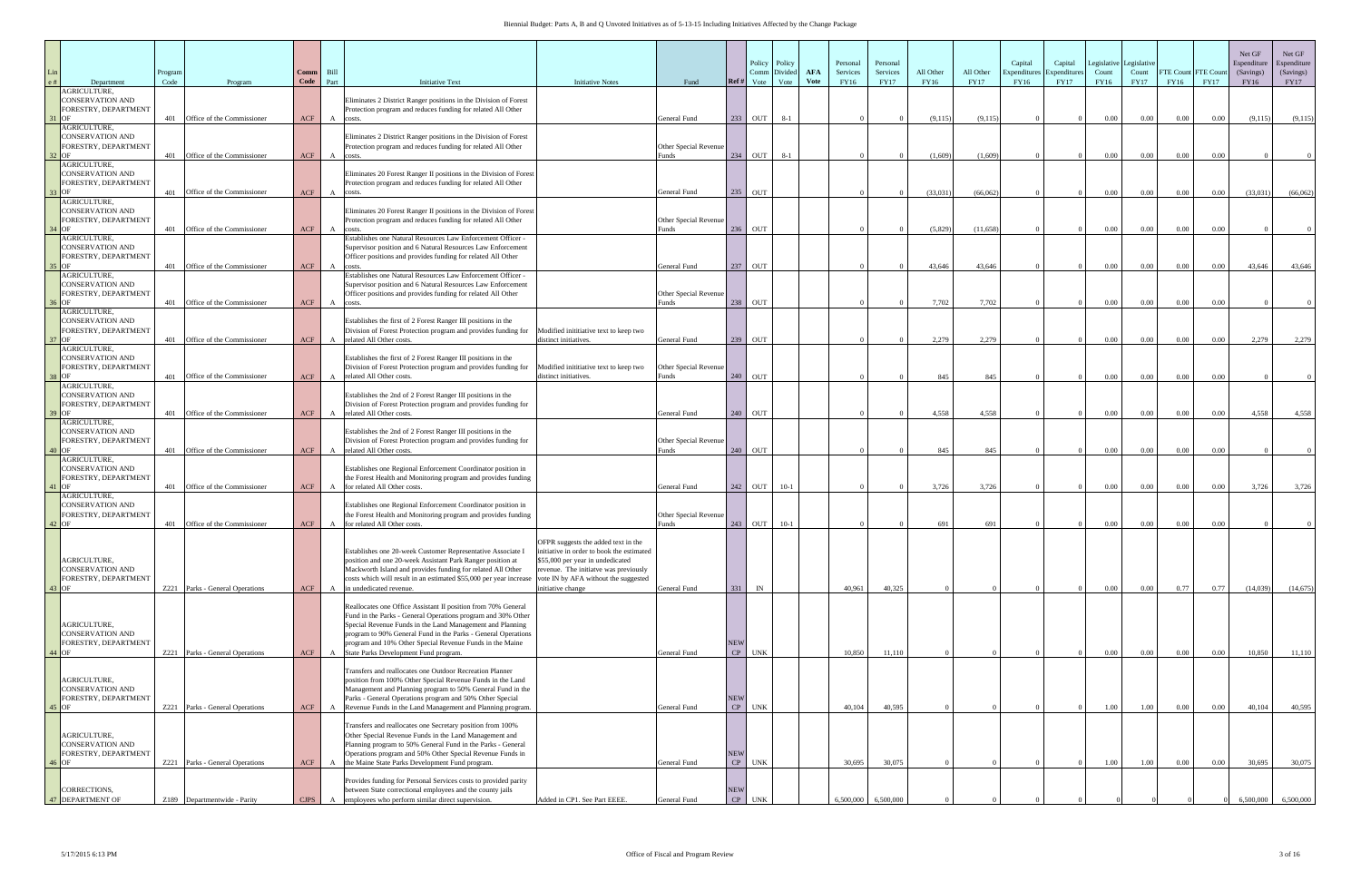| Line # | Department | Program Code | Program | Comm Code | Bill Part | Initiative Text | Initiative Notes | Fund | Ref # | Policy Comm Vote | Policy Divided Vote | AFA Vote | Personal Services FY16 | Personal Services FY17 | All Other FY16 | All Other FY17 | Capital Expenditures FY16 | Capital Expenditures FY17 | Legislative Count FY16 | Legislative Count FY17 | FTE Count FY16 | FTE Count FY17 | Net GF Expenditure (Savings) FY16 | Net GF Expenditure (Savings) FY17 |
|---|---|---|---|---|---|---|---|---|---|---|---|---|---|---|---|---|---|---|---|---|---|---|---|---|
| 31 | AGRICULTURE, CONSERVATION AND FORESTRY, DEPARTMENT OF | 401 | Office of the Commissioner | ACF | A | Eliminates 2 District Ranger positions in the Division of Forest Protection program and reduces funding for related All Other costs. | | General Fund | 233 | OUT | 8-1 | | 0 | 0 | (9,115) | (9,115) | 0 | 0 | 0.00 | 0.00 | 0.00 | 0.00 | (9,115) | (9,115) |
| 32 | AGRICULTURE, CONSERVATION AND FORESTRY, DEPARTMENT OF | 401 | Office of the Commissioner | ACF | A | Eliminates 2 District Ranger positions in the Division of Forest Protection program and reduces funding for related All Other costs. | | Other Special Revenue Funds | 234 | OUT | 8-1 | | 0 | 0 | (1,609) | (1,609) | 0 | 0 | 0.00 | 0.00 | 0.00 | 0.00 | 0 | 0 |
| 33 | AGRICULTURE, CONSERVATION AND FORESTRY, DEPARTMENT OF | 401 | Office of the Commissioner | ACF | A | Eliminates 20 Forest Ranger II positions in the Division of Forest Protection program and reduces funding for related All Other costs. | | General Fund | 235 | OUT | | | 0 | 0 | (33,031) | (66,062) | 0 | 0 | 0.00 | 0.00 | 0.00 | 0.00 | (33,031) | (66,062) |
| 34 | AGRICULTURE, CONSERVATION AND FORESTRY, DEPARTMENT OF | 401 | Office of the Commissioner | ACF | A | Eliminates 20 Forest Ranger II positions in the Division of Forest Protection program and reduces funding for related All Other costs. | | Other Special Revenue Funds | 236 | OUT | | | 0 | 0 | (5,829) | (11,658) | 0 | 0 | 0.00 | 0.00 | 0.00 | 0.00 | 0 | 0 |
| 35 | AGRICULTURE, CONSERVATION AND FORESTRY, DEPARTMENT OF | 401 | Office of the Commissioner | ACF | A | Establishes one Natural Resources Law Enforcement Officer - Supervisor position and 6 Natural Resources Law Enforcement Officer positions and provides funding for related All Other costs. | | General Fund | 237 | OUT | | | 0 | 0 | 43,646 | 43,646 | 0 | 0 | 0.00 | 0.00 | 0.00 | 0.00 | 43,646 | 43,646 |
| 36 | AGRICULTURE, CONSERVATION AND FORESTRY, DEPARTMENT OF | 401 | Office of the Commissioner | ACF | A | Establishes one Natural Resources Law Enforcement Officer - Supervisor position and 6 Natural Resources Law Enforcement Officer positions and provides funding for related All Other costs. | | Other Special Revenue Funds | 238 | OUT | | | 0 | 0 | 7,702 | 7,702 | 0 | 0 | 0.00 | 0.00 | 0.00 | 0.00 | 0 | 0 |
| 37 | AGRICULTURE, CONSERVATION AND FORESTRY, DEPARTMENT OF | 401 | Office of the Commissioner | ACF | A | Establishes the first of 2 Forest Ranger III positions in the Division of Forest Protection program and provides funding for related All Other costs. | Modified inititiative text to keep two distinct initiatives. | General Fund | 239 | OUT | | | 0 | 0 | 2,279 | 2,279 | 0 | 0 | 0.00 | 0.00 | 0.00 | 0.00 | 2,279 | 2,279 |
| 38 | AGRICULTURE, CONSERVATION AND FORESTRY, DEPARTMENT OF | 401 | Office of the Commissioner | ACF | A | Establishes the first of 2 Forest Ranger III positions in the Division of Forest Protection program and provides funding for related All Other costs. | Modified inititiative text to keep two distinct initiatives. | Other Special Revenue Funds | 240 | OUT | | | 0 | 0 | 845 | 845 | 0 | 0 | 0.00 | 0.00 | 0.00 | 0.00 | 0 | 0 |
| 39 | AGRICULTURE, CONSERVATION AND FORESTRY, DEPARTMENT OF | 401 | Office of the Commissioner | ACF | A | Establishes the 2nd of 2 Forest Ranger III positions in the Division of Forest Protection program and provides funding for related All Other costs. | | General Fund | 240 | OUT | | | 0 | 0 | 4,558 | 4,558 | 0 | 0 | 0.00 | 0.00 | 0.00 | 0.00 | 4,558 | 4,558 |
| 40 | AGRICULTURE, CONSERVATION AND FORESTRY, DEPARTMENT OF | 401 | Office of the Commissioner | ACF | A | Establishes the 2nd of 2 Forest Ranger III positions in the Division of Forest Protection program and provides funding for related All Other costs. | | Other Special Revenue Funds | 240 | OUT | | | 0 | 0 | 845 | 845 | 0 | 0 | 0.00 | 0.00 | 0.00 | 0.00 | 0 | 0 |
| 41 | AGRICULTURE, CONSERVATION AND FORESTRY, DEPARTMENT OF | 401 | Office of the Commissioner | ACF | A | Establishes one Regional Enforcement Coordinator position in the Forest Health and Monitoring program and provides funding for related All Other costs. | | General Fund | 242 | OUT | 10-1 | | 0 | 0 | 3,726 | 3,726 | 0 | 0 | 0.00 | 0.00 | 0.00 | 0.00 | 3,726 | 3,726 |
| 42 | AGRICULTURE, CONSERVATION AND FORESTRY, DEPARTMENT OF | 401 | Office of the Commissioner | ACF | A | Establishes one Regional Enforcement Coordinator position in the Forest Health and Monitoring program and provides funding for related All Other costs. | | Other Special Revenue Funds | 243 | OUT | 10-1 | | 0 | 0 | 691 | 691 | 0 | 0 | 0.00 | 0.00 | 0.00 | 0.00 | 0 | 0 |
| 43 | AGRICULTURE, CONSERVATION AND FORESTRY, DEPARTMENT OF | Z221 | Parks - General Operations | ACF | A | Establishes one 20-week Customer Representative Associate I position and one 20-week Assistant Park Ranger position at Mackworth Island and provides funding for related All Other costs which will result in an estimated $55,000 per year increase in undedicated revenue. | OFPR suggests the added text in the initiative in order to book the estimated $55,000 per year in undedicated revenue. The initiave was previously vote IN by AFA without the suggested initiative change | General Fund | 331 | IN | | | 40,961 | 40,325 | 0 | 0 | 0 | 0 | 0.00 | 0.00 | 0.77 | 0.77 | (14,039) | (14,675) |
| 44 | AGRICULTURE, CONSERVATION AND FORESTRY, DEPARTMENT OF | Z221 | Parks - General Operations | ACF | A | Reallocates one Office Assistant II position from 70% General Fund in the Parks - General Operations program and 30% Other Special Revenue Funds in the Land Management and Planning program to 90% General Fund in the Parks - General Operations program and 10% Other Special Revenue Funds in the Maine State Parks Development Fund program. | | General Fund | NEW CP | UNK | | | 10,850 | 11,110 | 0 | 0 | 0 | 0 | 0.00 | 0.00 | 0.00 | 0.00 | 10,850 | 11,110 |
| 45 | AGRICULTURE, CONSERVATION AND FORESTRY, DEPARTMENT OF | Z221 | Parks - General Operations | ACF | A | Transfers and reallocates one Outdoor Recreation Planner position from 100% Other Special Revenue Funds in the Land Management and Planning program to 50% General Fund in the Parks - General Operations program and 50% Other Special Revenue Funds in the Land Management and Planning program. | | General Fund | NEW CP | UNK | | | 40,104 | 40,595 | 0 | 0 | 0 | 0 | 1.00 | 1.00 | 0.00 | 0.00 | 40,104 | 40,595 |
| 46 | AGRICULTURE, CONSERVATION AND FORESTRY, DEPARTMENT OF | Z221 | Parks - General Operations | ACF | A | Transfers and reallocates one Secretary position from 100% Other Special Revenue Funds in the Land Management and Planning program to 50% General Fund in the Parks - General Operations program and 50% Other Special Revenue Funds in the Maine State Parks Development Fund program. | | General Fund | NEW CP | UNK | | | 30,695 | 30,075 | 0 | 0 | 0 | 0 | 1.00 | 1.00 | 0.00 | 0.00 | 30,695 | 30,075 |
| 47 | CORRECTIONS, DEPARTMENT OF | Z189 | Departmentwide - Parity | CJPS | A | Provides funding for Personal Services costs to provided parity between State correctional employees and the county jails employees who perform similar direct supervision. | Added in CP1. See Part EEEE. | General Fund | NEW CP | UNK | | | 6,500,000 | 6,500,000 | 0 | 0 | 0 | 0 | 0 | 0 | 0 | 0 | 6,500,000 | 6,500,000 |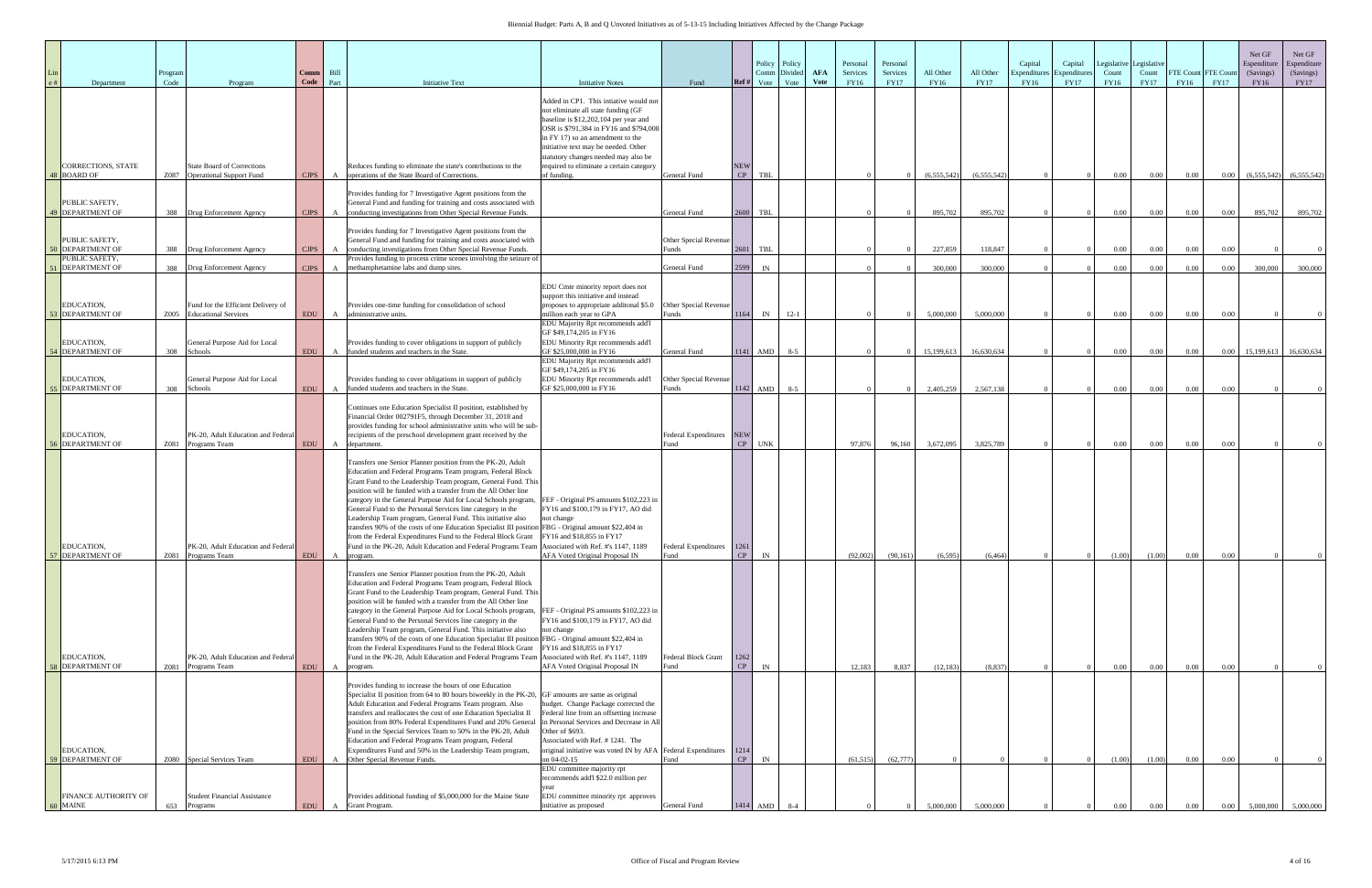Biennial Budget: Parts A, B and Q Unvoted Initiatives as of 5-13-15 Including Initiatives Affected by the Change Package

| Line # | Department | Program Code | Program | Comm Code | Bill Part | Initiative Text | Initiative Notes | Fund | Ref # | Policy Comm Vote | Policy Divided Vote | AFA Vote | Personal Services FY16 | Personal Services FY17 | All Other FY16 | All Other FY17 | Capital Expenditures FY16 | Capital Expenditures FY17 | Legislative Count FY16 | Legislative Count FY17 | FTE Count FY16 | FTE Count FY17 | Net GF Expenditure (Savings) FY16 | Net GF Expenditure (Savings) FY17 |
|---|---|---|---|---|---|---|---|---|---|---|---|---|---|---|---|---|---|---|---|---|---|---|---|---|
| 48 | CORRECTIONS, STATE BOARD OF | Z087 | State Board of Corrections Operational Support Fund | CJPS | A | Reduces funding to eliminate the state's contributions to the operations of the State Board of Corrections. | Added in CP1. This intiative would not not eliminate all state funding (GF baseline is $12,202,104 per year and OSR is $791,384 in FY16 and $794,008 in FY 17) so an amendment to the initiative text may be needed. Other statutory changes needed may also be required to eliminate a certain category of funding. | General Fund | NEW CP | TBL | | | 0 | 0 | (6,555,542) | (6,555,542) | 0 | 0 | 0.00 | 0.00 | 0.00 | 0.00 | (6,555,542) | (6,555,542) |
| 49 | PUBLIC SAFETY, DEPARTMENT OF | 388 | Drug Enforcement Agency | CJPS | A | Provides funding for 7 Investigative Agent positions from the General Fund and funding for training and costs associated with conducting investigations from Other Special Revenue Funds. | | General Fund | 2600 | TBL | | | 0 | 0 | 895,702 | 895,702 | 0 | 0 | 0.00 | 0.00 | 0.00 | 0.00 | 895,702 | 895,702 |
| 50 | PUBLIC SAFETY, DEPARTMENT OF | 388 | Drug Enforcement Agency | CJPS | A | Provides funding for 7 Investigative Agent positions from the General Fund and funding for training and costs associated with conducting investigations from Other Special Revenue Funds. | | Other Special Revenue Funds | 2601 | TBL | | | 0 | 0 | 227,859 | 118,847 | 0 | 0 | 0.00 | 0.00 | 0.00 | 0.00 | 0 | 0 |
| 51 | PUBLIC SAFETY, DEPARTMENT OF | 388 | Drug Enforcement Agency | CJPS | A | Provides funding to process crime scenes involving the seizure of methamphetamine labs and dump sites. | | General Fund | 2599 | IN | | | 0 | 0 | 300,000 | 300,000 | 0 | 0 | 0.00 | 0.00 | 0.00 | 0.00 | 300,000 | 300,000 |
| 53 | EDUCATION, DEPARTMENT OF | Z005 | Fund for the Efficient Delivery of Educational Services | EDU | A | Provides one-time funding for consolidation of school administrative units. | EDU Cmte minority report does not support this initiative and instead proposes to appropriate additonal $5.0 million each year to GPA | Other Special Revenue Funds | 1164 | IN | 12-1 | | 0 | 0 | 5,000,000 | 5,000,000 | 0 | 0 | 0.00 | 0.00 | 0.00 | 0.00 | 0 | 0 |
| 54 | EDUCATION, DEPARTMENT OF | 308 | General Purpose Aid for Local Schools | EDU | A | Provides funding to cover obligations in support of publicly funded students and teachers in the State. | EDU Majority Rpt recommends add'l GF $49,174,205 in FY16 EDU Minority Rpt recommends add'l GF $25,000,000 in FY16 | General Fund | 1141 | AMD | 8-5 | | 0 | 0 | 15,199,613 | 16,630,634 | 0 | 0 | 0.00 | 0.00 | 0.00 | 0.00 | 15,199,613 | 16,630,634 |
| 55 | EDUCATION, DEPARTMENT OF | 308 | General Purpose Aid for Local Schools | EDU | A | Provides funding to cover obligations in support of publicly funded students and teachers in the State. | EDU Majority Rpt recommends add'l GF $49,174,205 in FY16 EDU Minority Rpt recommends add'l GF $25,000,000 in FY16 | Other Special Revenue Funds | 1142 | AMD | 8-5 | | 0 | 0 | 2,405,259 | 2,567,138 | 0 | 0 | 0.00 | 0.00 | 0.00 | 0.00 | 0 | 0 |
| 56 | EDUCATION, DEPARTMENT OF | Z081 | PK-20, Adult Education and Federal Programs Team | EDU | A | Continues one Education Specialist II position, established by Financial Order 002791F5, through December 31, 2018 and provides funding for school administrative units who will be sub-recipients of the preschool development grant received by the department. | | Federal Expenditures Fund | NEW CP | UNK | | | 97,876 | 96,160 | 3,672,095 | 3,825,789 | 0 | 0 | 0.00 | 0.00 | 0.00 | 0.00 | 0 | 0 |
| 57 | EDUCATION, DEPARTMENT OF | Z081 | PK-20, Adult Education and Federal Programs Team | EDU | A | Transfers one Senior Planner position from the PK-20, Adult Education and Federal Programs Team program, Federal Block Grant Fund to the Leadership Team program, General Fund. This position will be funded with a transfer from the All Other line category in the General Purpose Aid for Local Schools program, General Fund to the Personal Services line category in the Leadership Team program, General Fund. This initiative also transfers 90% of the costs of one Education Specialist III position from the Federal Expenditures Fund to the Federal Block Grant Fund in the PK-20, Adult Education and Federal Programs Team program. | FEF - Original PS amounts $102,223 in FY16 and $100,179 in FY17, AO did not change FBG - Original amount $22,404 in FY16 and $18,855 in FY17 Associated with Ref. #'s 1147, 1189 AFA Voted Original Proposal IN | Federal Expenditures Fund | 1261 CP | IN | | | (92,002) | (90,161) | (6,595) | (6,464) | 0 | 0 | (1.00) | (1.00) | 0.00 | 0.00 | 0 | 0 |
| 58 | EDUCATION, DEPARTMENT OF | Z081 | PK-20, Adult Education and Federal Programs Team | EDU | A | Transfers one Senior Planner position from the PK-20, Adult Education and Federal Programs Team program, Federal Block Grant Fund to the Leadership Team program, General Fund. This position will be funded with a transfer from the All Other line category in the General Purpose Aid for Local Schools program, General Fund to the Personal Services line category in the Leadership Team program, General Fund. This initiative also transfers 90% of the costs of one Education Specialist III position from the Federal Expenditures Fund to the Federal Block Grant Fund in the PK-20, Adult Education and Federal Programs Team program. | FEF - Original PS amounts $102,223 in FY16 and $100,179 in FY17, AO did not change FBG - Original amount $22,404 in FY16 and $18,855 in FY17 Associated with Ref. #'s 1147, 1189 AFA Voted Original Proposal IN | Federal Block Grant Fund | 1262 CP | IN | | | 12,183 | 8,837 | (12,183) | (8,837) | 0 | 0 | 0.00 | 0.00 | 0.00 | 0.00 | 0 | 0 |
| 59 | EDUCATION, DEPARTMENT OF | Z080 | Special Services Team | EDU | A | Provides funding to increase the hours of one Education Specialist II position from 64 to 80 hours biweekly in the PK-20, Adult Education and Federal Programs Team program. Also transfers and reallocates the cost of one Education Specialist II position from 80% Federal Expenditures Fund and 20% General Fund in the Special Services Team to 50% in the PK-20, Adult Education and Federal Programs Team program, Federal Expenditures Fund and 50% in the Leadership Team program, Other Special Revenue Funds. | GF amounts are same as original budget. Change Package corrected the Federal line from an offsetting increase in Personal Services and Decrease in All Other of $693. Associated with Ref. # 1241. The original initiative was voted IN by AFA on 04-02-15 | Federal Expenditures Fund | 1214 CP | IN | | | (61,515) | (62,777) | 0 | 0 | 0 | 0 | (1.00) | (1.00) | 0.00 | 0.00 | 0 | 0 |
| 60 | FINANCE AUTHORITY OF MAINE | 653 | Student Financial Assistance Programs | EDU | A | Provides additional funding of $5,000,000 for the Maine State Grant Program. | EDU committee majority rpt recommends add'l $22.0 million per year EDU committee minority rpt approves initiative as proposed | General Fund | 1414 | AMD | 8-4 | | 0 | 0 | 5,000,000 | 5,000,000 | 0 | 0 | 0.00 | 0.00 | 0.00 | 0.00 | 5,000,000 | 5,000,000 |

5/17/2015 6:13 PM — Office of Fiscal and Program Review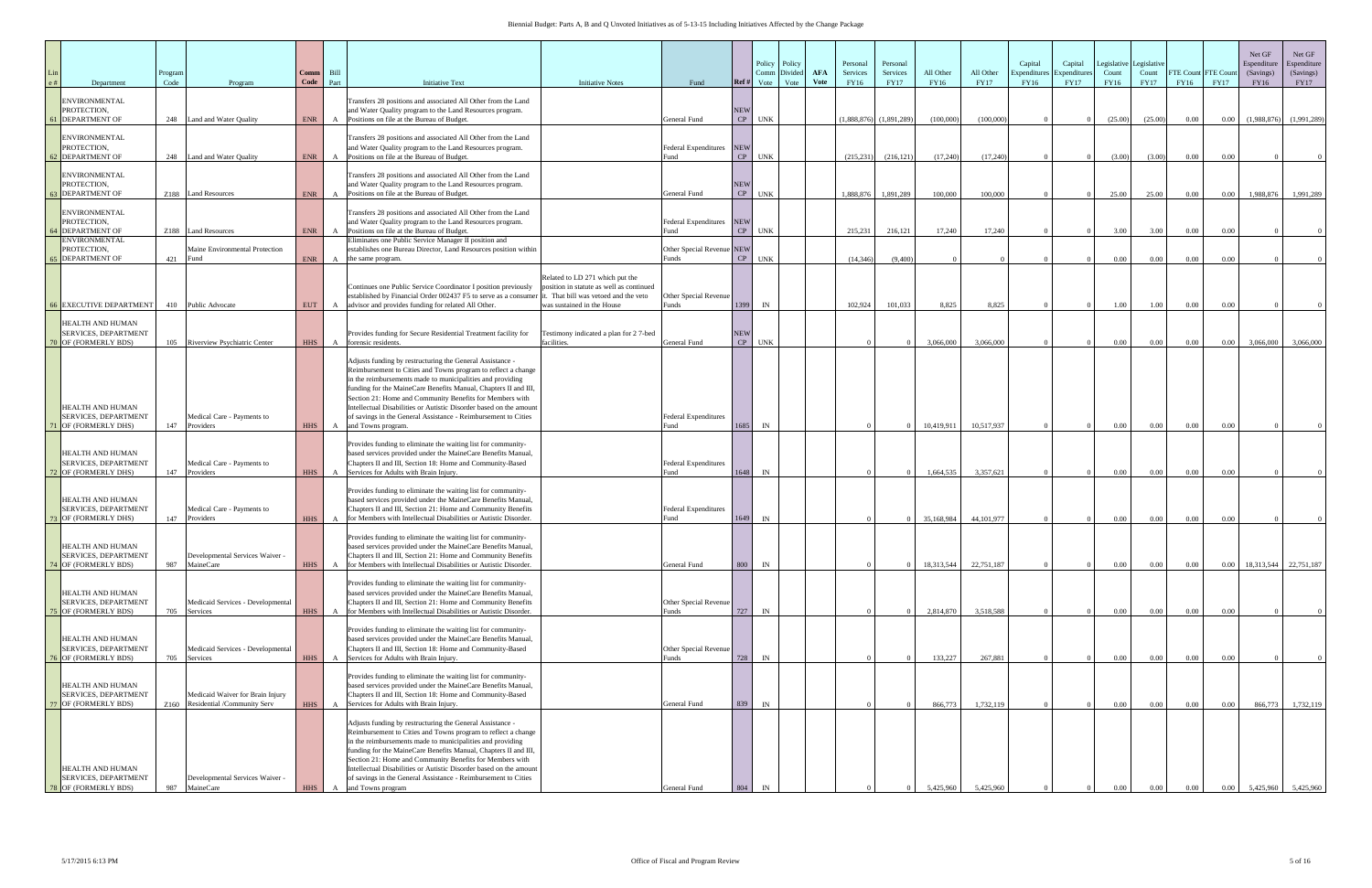| Line # | Department | Program Code | Program | Comm Code | Bill Part | Initiative Text | Initiative Notes | Fund | Ref # | Policy Comm Vote | Policy Divided Vote | AFA Vote | Personal Services FY16 | Personal Services FY17 | All Other FY16 | All Other FY17 | Capital Expenditures FY16 | Capital Expenditures FY17 | Legislative Count FY16 | Legislative Count FY17 | FTE Count FY16 | FTE Count FY17 | Net GF Expenditure (Savings) FY16 | Net GF Expenditure (Savings) FY17 |
|---|---|---|---|---|---|---|---|---|---|---|---|---|---|---|---|---|---|---|---|---|---|---|---|---|
| 61 | ENVIRONMENTAL PROTECTION, DEPARTMENT OF | 248 | Land and Water Quality | ENR | A | Transfers 28 positions and associated All Other from the Land and Water Quality program to the Land Resources program. Positions on file at the Bureau of Budget. | | General Fund | NEW CP | UNK | | | (1,888,876) | (1,891,289) | (100,000) | (100,000) | 0 | 0 | (25.00) | (25.00) | 0.00 | 0.00 | (1,988,876) | (1,991,289) |
| 62 | ENVIRONMENTAL PROTECTION, DEPARTMENT OF | 248 | Land and Water Quality | ENR | A | Transfers 28 positions and associated All Other from the Land and Water Quality program to the Land Resources program. Positions on file at the Bureau of Budget. | | Federal Expenditures Fund | NEW CP | UNK | | | (215,231) | (216,121) | (17,240) | (17,240) | 0 | 0 | (3.00) | (3.00) | 0.00 | 0.00 | 0 | 0 |
| 63 | ENVIRONMENTAL PROTECTION, DEPARTMENT OF | Z188 | Land Resources | ENR | A | Transfers 28 positions and associated All Other from the Land and Water Quality program to the Land Resources program. Positions on file at the Bureau of Budget. | | General Fund | NEW CP | UNK | | | 1,888,876 | 1,891,289 | 100,000 | 100,000 | 0 | 0 | 25.00 | 25.00 | 0.00 | 0.00 | 1,988,876 | 1,991,289 |
| 64 | ENVIRONMENTAL PROTECTION, DEPARTMENT OF | Z188 | Land Resources | ENR | A | Transfers 28 positions and associated All Other from the Land and Water Quality program to the Land Resources program. Positions on file at the Bureau of Budget. | | Federal Expenditures Fund | NEW CP | UNK | | | 215,231 | 216,121 | 17,240 | 17,240 | 0 | 0 | 3.00 | 3.00 | 0.00 | 0.00 | 0 | 0 |
| 65 | ENVIRONMENTAL PROTECTION, DEPARTMENT OF | 421 | Maine Environmental Protection Fund | ENR | A | Eliminates one Public Service Manager II position and establishes one Bureau Director, Land Resources position within the same program. | | Other Special Revenue Funds | NEW CP | UNK | | | (14,346) | (9,400) | 0 | 0 | 0 | 0 | 0.00 | 0.00 | 0.00 | 0.00 | 0 | 0 |
| 66 | EXECUTIVE DEPARTMENT | 410 | Public Advocate | EUT | A | Continues one Public Service Coordinator I position previously established by Financial Order 002437 F5 to serve as a consumer advisor and provides funding for related All Other. | Related to LD 271 which put the position in statute as well as continued it. That bill was vetoed and the veto was sustained in the House | Other Special Revenue Funds | 1399 | IN | | | 102,924 | 101,033 | 8,825 | 8,825 | 0 | 0 | 1.00 | 1.00 | 0.00 | 0.00 | 0 | 0 |
| 70 | HEALTH AND HUMAN SERVICES, DEPARTMENT OF (FORMERLY BDS) | 105 | Riverview Psychiatric Center | HHS | A | Provides funding for Secure Residential Treatment facility for forensic residents. | Testimony indicated a plan for 2 7-bed facilities. | General Fund | NEW CP | UNK | | | 0 | 0 | 3,066,000 | 3,066,000 | 0 | 0 | 0.00 | 0.00 | 0.00 | 0.00 | 3,066,000 | 3,066,000 |
| 71 | HEALTH AND HUMAN SERVICES, DEPARTMENT OF (FORMERLY DHS) | 147 | Medical Care - Payments to Providers | HHS | A | Adjusts funding by restructuring the General Assistance - Reimbursement to Cities and Towns program to reflect a change in the reimbursements made to municipalities and providing funding for the MaineCare Benefits Manual, Chapters II and III, Section 21: Home and Community Benefits for Members with Intellectual Disabilities or Autistic Disorder based on the amount of savings in the General Assistance - Reimbursement to Cities and Towns program. | | Federal Expenditures Fund | 1685 | IN | | | 0 | 0 | 10,419,911 | 10,517,937 | 0 | 0 | 0.00 | 0.00 | 0.00 | 0.00 | 0 | 0 |
| 72 | HEALTH AND HUMAN SERVICES, DEPARTMENT OF (FORMERLY DHS) | 147 | Medical Care - Payments to Providers | HHS | A | Provides funding to eliminate the waiting list for community-based services provided under the MaineCare Benefits Manual, Chapters II and III, Section 18: Home and Community-Based Services for Adults with Brain Injury. | | Federal Expenditures Fund | 1648 | IN | | | 0 | 0 | 1,664,535 | 3,357,621 | 0 | 0 | 0.00 | 0.00 | 0.00 | 0.00 | 0 | 0 |
| 73 | HEALTH AND HUMAN SERVICES, DEPARTMENT OF (FORMERLY DHS) | 147 | Medical Care - Payments to Providers | HHS | A | Provides funding to eliminate the waiting list for community-based services provided under the MaineCare Benefits Manual, Chapters II and III, Section 21: Home and Community Benefits for Members with Intellectual Disabilities or Autistic Disorder. | | Federal Expenditures Fund | 1649 | IN | | | 0 | 0 | 35,168,984 | 44,101,977 | 0 | 0 | 0.00 | 0.00 | 0.00 | 0.00 | 0 | 0 |
| 74 | HEALTH AND HUMAN SERVICES, DEPARTMENT OF (FORMERLY BDS) | 987 | Developmental Services Waiver - MaineCare | HHS | A | Provides funding to eliminate the waiting list for community-based services provided under the MaineCare Benefits Manual, Chapters II and III, Section 21: Home and Community Benefits for Members with Intellectual Disabilities or Autistic Disorder. | | General Fund | 800 | IN | | | 0 | 0 | 18,313,544 | 22,751,187 | 0 | 0 | 0.00 | 0.00 | 0.00 | 0.00 | 18,313,544 | 22,751,187 |
| 75 | HEALTH AND HUMAN SERVICES, DEPARTMENT OF (FORMERLY BDS) | 705 | Medicaid Services - Developmental Services | HHS | A | Provides funding to eliminate the waiting list for community-based services provided under the MaineCare Benefits Manual, Chapters II and III, Section 21: Home and Community Benefits for Members with Intellectual Disabilities or Autistic Disorder. | | Other Special Revenue Funds | 727 | IN | | | 0 | 0 | 2,814,870 | 3,518,588 | 0 | 0 | 0.00 | 0.00 | 0.00 | 0.00 | 0 | 0 |
| 76 | HEALTH AND HUMAN SERVICES, DEPARTMENT OF (FORMERLY BDS) | 705 | Medicaid Services - Developmental Services | HHS | A | Provides funding to eliminate the waiting list for community-based services provided under the MaineCare Benefits Manual, Chapters II and III, Section 18: Home and Community-Based Services for Adults with Brain Injury. | | Other Special Revenue Funds | 728 | IN | | | 0 | 0 | 133,227 | 267,881 | 0 | 0 | 0.00 | 0.00 | 0.00 | 0.00 | 0 | 0 |
| 77 | HEALTH AND HUMAN SERVICES, DEPARTMENT OF (FORMERLY BDS) | Z160 | Medicaid Waiver for Brain Injury Residential /Community Serv | HHS | A | Provides funding to eliminate the waiting list for community-based services provided under the MaineCare Benefits Manual, Chapters II and III, Section 18: Home and Community-Based Services for Adults with Brain Injury. | | General Fund | 839 | IN | | | 0 | 0 | 866,773 | 1,732,119 | 0 | 0 | 0.00 | 0.00 | 0.00 | 0.00 | 866,773 | 1,732,119 |
| 78 | HEALTH AND HUMAN SERVICES, DEPARTMENT OF (FORMERLY BDS) | 987 | Developmental Services Waiver - MaineCare | HHS | A | Adjusts funding by restructuring the General Assistance - Reimbursement to Cities and Towns program to reflect a change in the reimbursements made to municipalities and providing funding for the MaineCare Benefits Manual, Chapters II and III, Section 21: Home and Community Benefits for Members with Intellectual Disabilities or Autistic Disorder based on the amount of savings in the General Assistance - Reimbursement to Cities and Towns program | | General Fund | 804 | IN | | | 0 | 0 | 5,425,960 | 5,425,960 | 0 | 0 | 0.00 | 0.00 | 0.00 | 0.00 | 5,425,960 | 5,425,960 |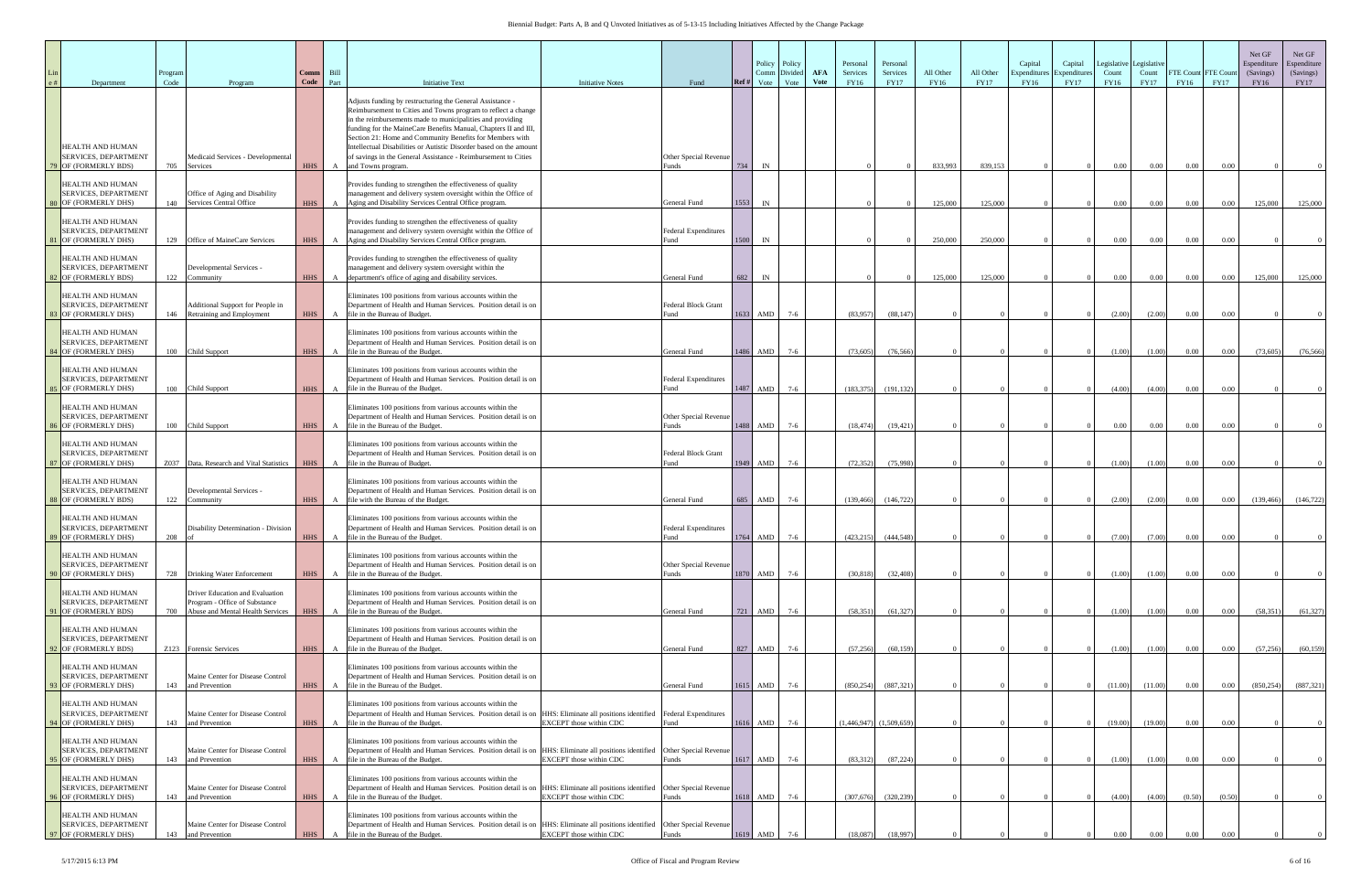# Biennial Budget: Parts A, B and Q Unvoted Initiatives as of 5-13-15 Including Initiatives Affected by the Change Package

| Line # | Department | Program Code | Program | Comm Code | Bill Part | Initiative Text | Initiative Notes | Fund | Ref # | Policy Comm Vote | Policy Divided Vote | AFA Vote | Personal Services FY16 | Personal Services FY17 | All Other FY16 | All Other FY17 | Capital Expenditures FY16 | Capital Expenditures FY17 | Legislative Count FY16 | Legislative Count FY17 | FTE Count FY16 | FTE Count FY17 | Net GF Expenditure (Savings) FY16 | Net GF Expenditure (Savings) FY17 |
|---|---|---|---|---|---|---|---|---|---|---|---|---|---|---|---|---|---|---|---|---|---|---|---|---|
| 79 | HEALTH AND HUMAN SERVICES, DEPARTMENT OF (FORMERLY BDS) | 705 | Medicaid Services - Developmental Services | HHS | A | Adjusts funding by restructuring the General Assistance - Reimbursement to Cities and Towns program to reflect a change in the reimbursements made to municipalities and providing funding for the MaineCare Benefits Manual, Chapters II and III, Section 21: Home and Community Benefits for Members with Intellectual Disabilities or Autistic Disorder based on the amount of savings in the General Assistance - Reimbursement to Cities and Towns program. | | Other Special Revenue Funds | 734 | IN | | | 0 | 0 | 833,993 | 839,153 | 0 | 0 | 0.00 | 0.00 | 0.00 | 0.00 | 0 | 0 |
| 80 | HEALTH AND HUMAN SERVICES, DEPARTMENT OF (FORMERLY DHS) | 140 | Office of Aging and Disability Services Central Office | HHS | A | Provides funding to strengthen the effectiveness of quality management and delivery system oversight within the Office of Aging and Disability Services Central Office program. | | General Fund | 1553 | IN | | | 0 | 0 | 125,000 | 125,000 | 0 | 0 | 0.00 | 0.00 | 0.00 | 0.00 | 125,000 | 125,000 |
| 81 | HEALTH AND HUMAN SERVICES, DEPARTMENT OF (FORMERLY DHS) | 129 | Office of MaineCare Services | HHS | A | Provides funding to strengthen the effectiveness of quality management and delivery system oversight within the Office of Aging and Disability Services Central Office program. | | Federal Expenditures Fund | 1500 | IN | | | 0 | 0 | 250,000 | 250,000 | 0 | 0 | 0.00 | 0.00 | 0.00 | 0.00 | 0 | 0 |
| 82 | HEALTH AND HUMAN SERVICES, DEPARTMENT OF (FORMERLY BDS) | 122 | Developmental Services - Community | HHS | A | Provides funding to strengthen the effectiveness of quality management and delivery system oversight within the department's office of aging and disability services. | | General Fund | 682 | IN | | | 0 | 0 | 125,000 | 125,000 | 0 | 0 | 0.00 | 0.00 | 0.00 | 0.00 | 125,000 | 125,000 |
| 83 | HEALTH AND HUMAN SERVICES, DEPARTMENT OF (FORMERLY DHS) | 146 | Additional Support for People in Retraining and Employment | HHS | A | Eliminates 100 positions from various accounts within the Department of Health and Human Services. Position detail is on file in the Bureau of Budget. | | Federal Block Grant Fund | 1633 | AMD | 7-6 | | (83,957) | (88,147) | 0 | 0 | 0 | 0 | (2.00) | (2.00) | 0.00 | 0.00 | 0 | 0 |
| 84 | HEALTH AND HUMAN SERVICES, DEPARTMENT OF (FORMERLY DHS) | 100 | Child Support | HHS | A | Eliminates 100 positions from various accounts within the Department of Health and Human Services. Position detail is on file in the Bureau of the Budget. | | General Fund | 1486 | AMD | 7-6 | | (73,605) | (76,566) | 0 | 0 | 0 | 0 | (1.00) | (1.00) | 0.00 | 0.00 | (73,605) | (76,566) |
| 85 | HEALTH AND HUMAN SERVICES, DEPARTMENT OF (FORMERLY DHS) | 100 | Child Support | HHS | A | Eliminates 100 positions from various accounts within the Department of Health and Human Services. Position detail is on file in the Bureau of the Budget. | | Federal Expenditures Fund | 1487 | AMD | 7-6 | | (183,375) | (191,132) | 0 | 0 | 0 | 0 | (4.00) | (4.00) | 0.00 | 0.00 | 0 | 0 |
| 86 | HEALTH AND HUMAN SERVICES, DEPARTMENT OF (FORMERLY DHS) | 100 | Child Support | HHS | A | Eliminates 100 positions from various accounts within the Department of Health and Human Services. Position detail is on file in the Bureau of the Budget. | | Other Special Revenue Funds | 1488 | AMD | 7-6 | | (18,474) | (19,421) | 0 | 0 | 0 | 0 | 0.00 | 0.00 | 0.00 | 0.00 | 0 | 0 |
| 87 | HEALTH AND HUMAN SERVICES, DEPARTMENT OF (FORMERLY DHS) | Z037 | Data, Research and Vital Statistics | HHS | A | Eliminates 100 positions from various accounts within the Department of Health and Human Services. Position detail is on file in the Bureau of Budget. | | Federal Block Grant Fund | 1949 | AMD | 7-6 | | (72,352) | (75,998) | 0 | 0 | 0 | 0 | (1.00) | (1.00) | 0.00 | 0.00 | 0 | 0 |
| 88 | HEALTH AND HUMAN SERVICES, DEPARTMENT OF (FORMERLY BDS) | 122 | Developmental Services - Community | HHS | A | Eliminates 100 positions from various accounts within the Department of Health and Human Services. Position detail is on file with the Bureau of the Budget. | | General Fund | 685 | AMD | 7-6 | | (139,466) | (146,722) | 0 | 0 | 0 | 0 | (2.00) | (2.00) | 0.00 | 0.00 | (139,466) | (146,722) |
| 89 | HEALTH AND HUMAN SERVICES, DEPARTMENT OF (FORMERLY DHS) | 208 | Disability Determination - Division of | HHS | A | Eliminates 100 positions from various accounts within the Department of Health and Human Services. Position detail is on file in the Bureau of the Budget. | | Federal Expenditures Fund | 1764 | AMD | 7-6 | | (423,215) | (444,548) | 0 | 0 | 0 | 0 | (7.00) | (7.00) | 0.00 | 0.00 | 0 | 0 |
| 90 | HEALTH AND HUMAN SERVICES, DEPARTMENT OF (FORMERLY DHS) | 728 | Drinking Water Enforcement | HHS | A | Eliminates 100 positions from various accounts within the Department of Health and Human Services. Position detail is on file in the Bureau of the Budget. | | Other Special Revenue Funds | 1870 | AMD | 7-6 | | (30,818) | (32,408) | 0 | 0 | 0 | 0 | (1.00) | (1.00) | 0.00 | 0.00 | 0 | 0 |
| 91 | HEALTH AND HUMAN SERVICES, DEPARTMENT OF (FORMERLY BDS) | 700 | Driver Education and Evaluation Program - Office of Substance Abuse and Mental Health Services | HHS | A | Eliminates 100 positions from various accounts within the Department of Health and Human Services. Position detail is on file in the Bureau of the Budget. | | General Fund | 721 | AMD | 7-6 | | (58,351) | (61,327) | 0 | 0 | 0 | 0 | (1.00) | (1.00) | 0.00 | 0.00 | (58,351) | (61,327) |
| 92 | HEALTH AND HUMAN SERVICES, DEPARTMENT OF (FORMERLY BDS) | Z123 | Forensic Services | HHS | A | Eliminates 100 positions from various accounts within the Department of Health and Human Services. Position detail is on file in the Bureau of the Budget. | | General Fund | 827 | AMD | 7-6 | | (57,256) | (60,159) | 0 | 0 | 0 | 0 | (1.00) | (1.00) | 0.00 | 0.00 | (57,256) | (60,159) |
| 93 | HEALTH AND HUMAN SERVICES, DEPARTMENT OF (FORMERLY DHS) | 143 | Maine Center for Disease Control and Prevention | HHS | A | Eliminates 100 positions from various accounts within the Department of Health and Human Services. Position detail is on file in the Bureau of the Budget. | | General Fund | 1615 | AMD | 7-6 | | (850,254) | (887,321) | 0 | 0 | 0 | 0 | (11.00) | (11.00) | 0.00 | 0.00 | (850,254) | (887,321) |
| 94 | HEALTH AND HUMAN SERVICES, DEPARTMENT OF (FORMERLY DHS) | 143 | Maine Center for Disease Control and Prevention | HHS | A | Eliminates 100 positions from various accounts within the Department of Health and Human Services. Position detail is on file in the Bureau of the Budget. | HHS: Eliminate all positions identified EXCEPT those within CDC | Federal Expenditures Fund | 1616 | AMD | 7-6 | | (1,446,947) | (1,509,659) | 0 | 0 | 0 | 0 | (19.00) | (19.00) | 0.00 | 0.00 | 0 | 0 |
| 95 | HEALTH AND HUMAN SERVICES, DEPARTMENT OF (FORMERLY DHS) | 143 | Maine Center for Disease Control and Prevention | HHS | A | Eliminates 100 positions from various accounts within the Department of Health and Human Services. Position detail is on file in the Bureau of the Budget. | HHS: Eliminate all positions identified EXCEPT those within CDC | Other Special Revenue Funds | 1617 | AMD | 7-6 | | (83,312) | (87,224) | 0 | 0 | 0 | 0 | (1.00) | (1.00) | 0.00 | 0.00 | 0 | 0 |
| 96 | HEALTH AND HUMAN SERVICES, DEPARTMENT OF (FORMERLY DHS) | 143 | Maine Center for Disease Control and Prevention | HHS | A | Eliminates 100 positions from various accounts within the Department of Health and Human Services. Position detail is on file in the Bureau of the Budget. | HHS: Eliminate all positions identified EXCEPT those within CDC | Other Special Revenue Funds | 1618 | AMD | 7-6 | | (307,676) | (320,239) | 0 | 0 | 0 | 0 | (4.00) | (4.00) | (0.50) | (0.50) | 0 | 0 |
| 97 | HEALTH AND HUMAN SERVICES, DEPARTMENT OF (FORMERLY DHS) | 143 | Maine Center for Disease Control and Prevention | HHS | A | Eliminates 100 positions from various accounts within the Department of Health and Human Services. Position detail is on file in the Bureau of the Budget. | HHS: Eliminate all positions identified EXCEPT those within CDC | Other Special Revenue Funds | 1619 | AMD | 7-6 | | (18,087) | (18,997) | 0 | 0 | 0 | 0 | 0.00 | 0.00 | 0.00 | 0.00 | 0 | 0 |

5/17/2015 6:13 PM — Office of Fiscal and Program Review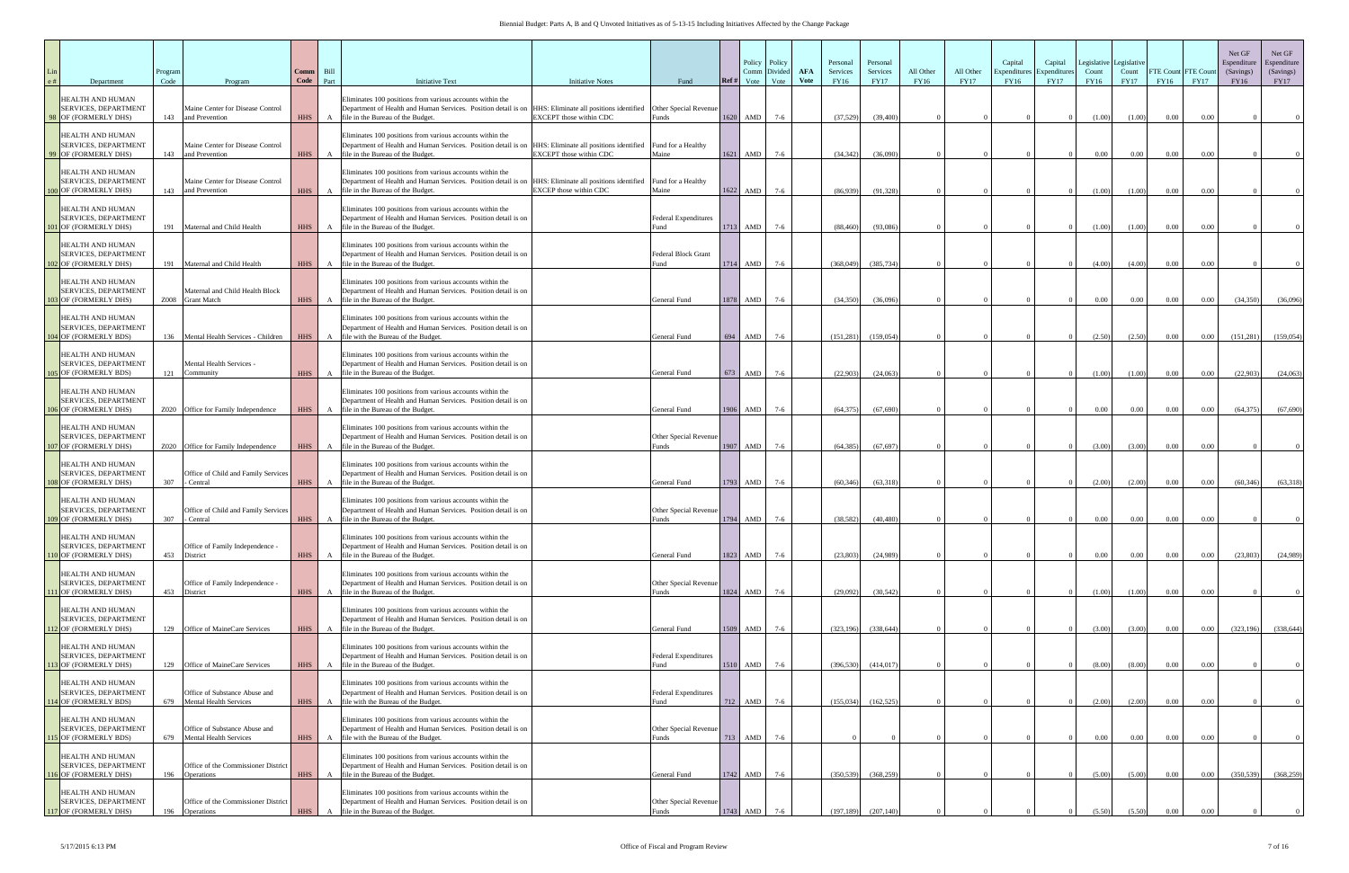# Biennial Budget: Parts A, B and Q Unvoted Initiatives as of 5-13-15 Including Initiatives Affected by the Change Package

| Line # | Department | Program Code | Program | Comm Code | Bill Part | Initiative Text | Initiative Notes | Fund | Ref # | Policy Comm Vote | Policy Divided Vote | AFA Vote | Personal Services FY16 | Personal Services FY17 | All Other FY16 | All Other FY17 | Capital Expenditures FY16 | Capital Expenditures FY17 | Legislative Count FY16 | Legislative Count FY17 | FTE Count FY16 | FTE Count FY17 | Net GF Expenditure (Savings) FY16 | Net GF Expenditure (Savings) FY17 |
|---|---|---|---|---|---|---|---|---|---|---|---|---|---|---|---|---|---|---|---|---|---|---|---|---|
| 98 | HEALTH AND HUMAN SERVICES, DEPARTMENT OF (FORMERLY DHS) | 143 | Maine Center for Disease Control and Prevention | HHS | A | Eliminates 100 positions from various accounts within the Department of Health and Human Services. Position detail is on file in the Bureau of the Budget. | HHS: Eliminate all positions identified EXCEPT those within CDC | Other Special Revenue Funds | 1620 | AMD | 7-6 | | (37,529) | (39,400) | 0 | 0 | 0 | 0 | (1.00) | (1.00) | 0.00 | 0.00 | 0 | 0 |
| 99 | HEALTH AND HUMAN SERVICES, DEPARTMENT OF (FORMERLY DHS) | 143 | Maine Center for Disease Control and Prevention | HHS | A | Eliminates 100 positions from various accounts within the Department of Health and Human Services. Position detail is on file in the Bureau of the Budget. | HHS: Eliminate all positions identified EXCEPT those within CDC | Fund for a Healthy Maine | 1621 | AMD | 7-6 | | (34,342) | (36,090) | 0 | 0 | 0 | 0 | 0.00 | 0.00 | 0.00 | 0.00 | 0 | 0 |
| 100 | HEALTH AND HUMAN SERVICES, DEPARTMENT OF (FORMERLY DHS) | 143 | Maine Center for Disease Control and Prevention | HHS | A | Eliminates 100 positions from various accounts within the Department of Health and Human Services. Position detail is on file in the Bureau of the Budget. | HHS: Eliminate all positions identified EXCEP those within CDC | Fund for a Healthy Maine | 1622 | AMD | 7-6 | | (86,939) | (91,328) | 0 | 0 | 0 | 0 | (1.00) | (1.00) | 0.00 | 0.00 | 0 | 0 |
| 101 | HEALTH AND HUMAN SERVICES, DEPARTMENT OF (FORMERLY DHS) | 191 | Maternal and Child Health | HHS | A | Eliminates 100 positions from various accounts within the Department of Health and Human Services. Position detail is on file in the Bureau of the Budget. | | Federal Expenditures Fund | 1713 | AMD | 7-6 | | (88,460) | (93,086) | 0 | 0 | 0 | 0 | (1.00) | (1.00) | 0.00 | 0.00 | 0 | 0 |
| 102 | HEALTH AND HUMAN SERVICES, DEPARTMENT OF (FORMERLY DHS) | 191 | Maternal and Child Health | HHS | A | Eliminates 100 positions from various accounts within the Department of Health and Human Services. Position detail is on file in the Bureau of the Budget. | | Federal Block Grant Fund | 1714 | AMD | 7-6 | | (368,049) | (385,734) | 0 | 0 | 0 | 0 | (4.00) | (4.00) | 0.00 | 0.00 | 0 | 0 |
| 103 | HEALTH AND HUMAN SERVICES, DEPARTMENT OF (FORMERLY DHS) | Z008 | Maternal and Child Health Block Grant Match | HHS | A | Eliminates 100 positions from various accounts within the Department of Health and Human Services. Position detail is on file in the Bureau of the Budget. | | General Fund | 1878 | AMD | 7-6 | | (34,350) | (36,096) | 0 | 0 | 0 | 0 | 0.00 | 0.00 | 0.00 | 0.00 | (34,350) | (36,096) |
| 104 | HEALTH AND HUMAN SERVICES, DEPARTMENT OF (FORMERLY BDS) | 136 | Mental Health Services - Children | HHS | A | Eliminates 100 positions from various accounts within the Department of Health and Human Services. Position detail is on file with the Bureau of the Budget. | | General Fund | 694 | AMD | 7-6 | | (151,281) | (159,054) | 0 | 0 | 0 | 0 | (2.50) | (2.50) | 0.00 | 0.00 | (151,281) | (159,054) |
| 105 | HEALTH AND HUMAN SERVICES, DEPARTMENT OF (FORMERLY BDS) | 121 | Mental Health Services - Community | HHS | A | Eliminates 100 positions from various accounts within the Department of Health and Human Services. Position detail is on file in the Bureau of the Budget. | | General Fund | 673 | AMD | 7-6 | | (22,903) | (24,063) | 0 | 0 | 0 | 0 | (1.00) | (1.00) | 0.00 | 0.00 | (22,903) | (24,063) |
| 106 | HEALTH AND HUMAN SERVICES, DEPARTMENT OF (FORMERLY DHS) | Z020 | Office for Family Independence | HHS | A | Eliminates 100 positions from various accounts within the Department of Health and Human Services. Position detail is on file in the Bureau of the Budget. | | General Fund | 1906 | AMD | 7-6 | | (64,375) | (67,690) | 0 | 0 | 0 | 0 | 0.00 | 0.00 | 0.00 | 0.00 | (64,375) | (67,690) |
| 107 | HEALTH AND HUMAN SERVICES, DEPARTMENT OF (FORMERLY DHS) | Z020 | Office for Family Independence | HHS | A | Eliminates 100 positions from various accounts within the Department of Health and Human Services. Position detail is on file in the Bureau of the Budget. | | Other Special Revenue Funds | 1907 | AMD | 7-6 | | (64,385) | (67,697) | 0 | 0 | 0 | 0 | (3.00) | (3.00) | 0.00 | 0.00 | 0 | 0 |
| 108 | HEALTH AND HUMAN SERVICES, DEPARTMENT OF (FORMERLY DHS) | 307 | Office of Child and Family Services - Central | HHS | A | Eliminates 100 positions from various accounts within the Department of Health and Human Services. Position detail is on file in the Bureau of the Budget. | | General Fund | 1793 | AMD | 7-6 | | (60,346) | (63,318) | 0 | 0 | 0 | 0 | (2.00) | (2.00) | 0.00 | 0.00 | (60,346) | (63,318) |
| 109 | HEALTH AND HUMAN SERVICES, DEPARTMENT OF (FORMERLY DHS) | 307 | Office of Child and Family Services - Central | HHS | A | Eliminates 100 positions from various accounts within the Department of Health and Human Services. Position detail is on file in the Bureau of the Budget. | | Other Special Revenue Funds | 1794 | AMD | 7-6 | | (38,582) | (40,480) | 0 | 0 | 0 | 0 | 0.00 | 0.00 | 0.00 | 0.00 | 0 | 0 |
| 110 | HEALTH AND HUMAN SERVICES, DEPARTMENT OF (FORMERLY DHS) | 453 | Office of Family Independence - District | HHS | A | Eliminates 100 positions from various accounts within the Department of Health and Human Services. Position detail is on file in the Bureau of the Budget. | | General Fund | 1823 | AMD | 7-6 | | (23,803) | (24,989) | 0 | 0 | 0 | 0 | 0.00 | 0.00 | 0.00 | 0.00 | (23,803) | (24,989) |
| 111 | HEALTH AND HUMAN SERVICES, DEPARTMENT OF (FORMERLY DHS) | 453 | Office of Family Independence - District | HHS | A | Eliminates 100 positions from various accounts within the Department of Health and Human Services. Position detail is on file in the Bureau of the Budget. | | Other Special Revenue Funds | 1824 | AMD | 7-6 | | (29,092) | (30,542) | 0 | 0 | 0 | 0 | (1.00) | (1.00) | 0.00 | 0.00 | 0 | 0 |
| 112 | HEALTH AND HUMAN SERVICES, DEPARTMENT OF (FORMERLY DHS) | 129 | Office of MaineCare Services | HHS | A | Eliminates 100 positions from various accounts within the Department of Health and Human Services. Position detail is on file in the Bureau of the Budget. | | General Fund | 1509 | AMD | 7-6 | | (323,196) | (338,644) | 0 | 0 | 0 | 0 | (3.00) | (3.00) | 0.00 | 0.00 | (323,196) | (338,644) |
| 113 | HEALTH AND HUMAN SERVICES, DEPARTMENT OF (FORMERLY DHS) | 129 | Office of MaineCare Services | HHS | A | Eliminates 100 positions from various accounts within the Department of Health and Human Services. Position detail is on file in the Bureau of the Budget. | | Federal Expenditures Fund | 1510 | AMD | 7-6 | | (396,530) | (414,017) | 0 | 0 | 0 | 0 | (8.00) | (8.00) | 0.00 | 0.00 | 0 | 0 |
| 114 | HEALTH AND HUMAN SERVICES, DEPARTMENT OF (FORMERLY BDS) | 679 | Office of Substance Abuse and Mental Health Services | HHS | A | Eliminates 100 positions from various accounts within the Department of Health and Human Services. Position detail is on file with the Bureau of the Budget. | | Federal Expenditures Fund | 712 | AMD | 7-6 | | (155,034) | (162,525) | 0 | 0 | 0 | 0 | (2.00) | (2.00) | 0.00 | 0.00 | 0 | 0 |
| 115 | HEALTH AND HUMAN SERVICES, DEPARTMENT OF (FORMERLY BDS) | 679 | Office of Substance Abuse and Mental Health Services | HHS | A | Eliminates 100 positions from various accounts within the Department of Health and Human Services. Position detail is on file with the Bureau of the Budget. | | Other Special Revenue Funds | 713 | AMD | 7-6 | | 0 | 0 | 0 | 0 | 0 | 0 | 0.00 | 0.00 | 0.00 | 0.00 | 0 | 0 |
| 116 | HEALTH AND HUMAN SERVICES, DEPARTMENT OF (FORMERLY DHS) | 196 | Office of the Commissioner District Operations | HHS | A | Eliminates 100 positions from various accounts within the Department of Health and Human Services. Position detail is on file in the Bureau of the Budget. | | General Fund | 1742 | AMD | 7-6 | | (350,539) | (368,259) | 0 | 0 | 0 | 0 | (5.00) | (5.00) | 0.00 | 0.00 | (350,539) | (368,259) |
| 117 | HEALTH AND HUMAN SERVICES, DEPARTMENT OF (FORMERLY DHS) | 196 | Office of the Commissioner District Operations | HHS | A | Eliminates 100 positions from various accounts within the Department of Health and Human Services. Position detail is on file in the Bureau of the Budget. | | Other Special Revenue Funds | 1743 | AMD | 7-6 | | (197,189) | (207,140) | 0 | 0 | 0 | 0 | (5.50) | (5.50) | 0.00 | 0.00 | 0 | 0 |

5/17/2015 6:13 PM Office of Fiscal and Program Review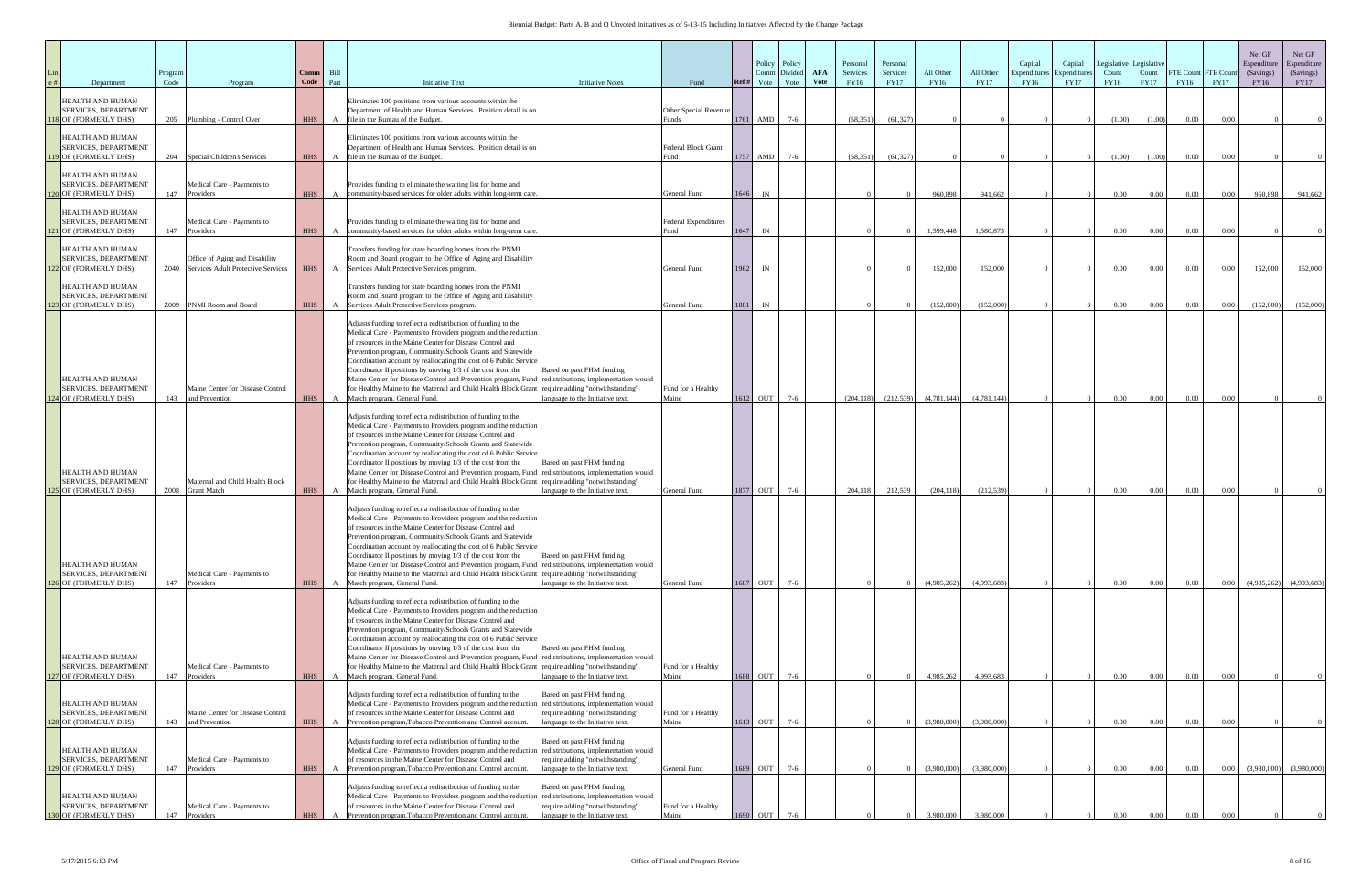# Biennial Budget: Parts A, B and Q Unvoted Initiatives as of 5-13-15 Including Initiatives Affected by the Change Package

| Line # | Department | Program Code | Program | Comm Code | Bill Part | Initiative Text | Initiative Notes | Fund | Ref # | Policy Comm Vote | Policy Divided Vote | AFA Vote | Personal Services FY16 | Personal Services FY17 | All Other FY16 | All Other FY17 | Capital Expenditures FY16 | Capital Expenditures FY17 | Legislative Count FY16 | Legislative Count FY17 | FTE Count FY16 | FTE Count FY17 | Net GF Expenditure (Savings) FY16 | Net GF Expenditure (Savings) FY17 |
|---|---|---|---|---|---|---|---|---|---|---|---|---|---|---|---|---|---|---|---|---|---|---|---|---|
| 118 | HEALTH AND HUMAN SERVICES, DEPARTMENT OF (FORMERLY DHS) | 205 | Plumbing - Control Over | HHS | A | Eliminates 100 positions from various accounts within the Department of Health and Human Services. Position detail is on file in the Bureau of the Budget. | | Other Special Revenue Funds | 1761 | AMD | 7-6 | | (58,351) | (61,327) | 0 | 0 | 0 | 0 | (1.00) | (1.00) | 0.00 | 0.00 | 0 | 0 |
| 119 | HEALTH AND HUMAN SERVICES, DEPARTMENT OF (FORMERLY DHS) | 204 | Special Children's Services | HHS | A | Eliminates 100 positions from various accounts within the Department of Health and Human Services. Position detail is on file in the Bureau of the Budget. | | Federal Block Grant Fund | 1757 | AMD | 7-6 | | (58,351) | (61,327) | 0 | 0 | 0 | 0 | (1.00) | (1.00) | 0.00 | 0.00 | 0 | 0 |
| 120 | HEALTH AND HUMAN SERVICES, DEPARTMENT OF (FORMERLY DHS) | 147 | Medical Care - Payments to Providers | HHS | A | Provides funding to eliminate the waiting list for home and community-based services for older adults within long-term care. | | General Fund | 1646 | IN | | | 0 | 0 | 960,898 | 941,662 | 0 | 0 | 0.00 | 0.00 | 0.00 | 0.00 | 960,898 | 941,662 |
| 121 | HEALTH AND HUMAN SERVICES, DEPARTMENT OF (FORMERLY DHS) | 147 | Medical Care - Payments to Providers | HHS | A | Provides funding to eliminate the waiting list for home and community-based services for older adults within long-term care. | | Federal Expenditures Fund | 1647 | IN | | | 0 | 0 | 1,599,448 | 1,580,873 | 0 | 0 | 0.00 | 0.00 | 0.00 | 0.00 | 0 | 0 |
| 122 | HEALTH AND HUMAN SERVICES, DEPARTMENT OF (FORMERLY DHS) | Z040 | Office of Aging and Disability Services Adult Protective Services | HHS | A | Transfers funding for state boarding homes from the PNMI Room and Board program to the Office of Aging and Disability Services Adult Protective Services program. | | General Fund | 1962 | IN | | | 0 | 0 | 152,000 | 152,000 | 0 | 0 | 0.00 | 0.00 | 0.00 | 0.00 | 152,000 | 152,000 |
| 123 | HEALTH AND HUMAN SERVICES, DEPARTMENT OF (FORMERLY DHS) | Z009 | PNMI Room and Board | HHS | A | Transfers funding for state boarding homes from the PNMI Room and Board program to the Office of Aging and Disability Services Adult Protective Services program. | | General Fund | 1881 | IN | | | 0 | 0 | (152,000) | (152,000) | 0 | 0 | 0.00 | 0.00 | 0.00 | 0.00 | (152,000) | (152,000) |
| 124 | HEALTH AND HUMAN SERVICES, DEPARTMENT OF (FORMERLY DHS) | 143 | Maine Center for Disease Control and Prevention | HHS | A | Adjusts funding to reflect a redistribution of funding to the Medical Care - Payments to Providers program and the reduction of resources in the Maine Center for Disease Control and Prevention program, Community/Schools Grants and Statewide Coordination account by reallocating the cost of 6 Public Service Coordinator II positions by moving 1/3 of the cost from the Maine Center for Disease Control and Prevention program, Fund for Healthy Maine to the Maternal and Child Health Block Grant Match program, General Fund. | Based on past FHM funding redistributions, implementation would require adding "notwithstanding" language to the Initiative text. | Fund for a Healthy Maine | 1612 | OUT | 7-6 | | (204,118) | (212,539) | (4,781,144) | (4,781,144) | 0 | 0 | 0.00 | 0.00 | 0.00 | 0.00 | 0 | 0 |
| 125 | HEALTH AND HUMAN SERVICES, DEPARTMENT OF (FORMERLY DHS) | Z008 | Maternal and Child Health Block Grant Match | HHS | A | Adjusts funding to reflect a redistribution of funding to the Medical Care - Payments to Providers program and the reduction of resources in the Maine Center for Disease Control and Prevention program, Community/Schools Grants and Statewide Coordination account by reallocating the cost of 6 Public Service Coordinator II positions by moving 1/3 of the cost from the Maine Center for Disease Control and Prevention program, Fund for Healthy Maine to the Maternal and Child Health Block Grant Match program, General Fund. | Based on past FHM funding redistributions, implementation would require adding "notwithstanding" language to the Initiative text. | General Fund | 1877 | OUT | 7-6 | | 204,118 | 212,539 | (204,118) | (212,539) | 0 | 0 | 0.00 | 0.00 | 0.00 | 0.00 | 0 | 0 |
| 126 | HEALTH AND HUMAN SERVICES, DEPARTMENT OF (FORMERLY DHS) | 147 | Medical Care - Payments to Providers | HHS | A | Adjusts funding to reflect a redistribution of funding to the Medical Care - Payments to Providers program and the reduction of resources in the Maine Center for Disease Control and Prevention program, Community/Schools Grants and Statewide Coordination account by reallocating the cost of 6 Public Service Coordinator II positions by moving 1/3 of the cost from the Maine Center for Disease Control and Prevention program, Fund for Healthy Maine to the Maternal and Child Health Block Grant Match program, General Fund. | Based on past FHM funding redistributions, implementation would require adding "notwithstanding" language to the Initiative text. | General Fund | 1687 | OUT | 7-6 | | 0 | 0 | (4,985,262) | (4,993,683) | 0 | 0 | 0.00 | 0.00 | 0.00 | 0.00 | (4,985,262) | (4,993,683) |
| 127 | HEALTH AND HUMAN SERVICES, DEPARTMENT OF (FORMERLY DHS) | 147 | Medical Care - Payments to Providers | HHS | A | Adjusts funding to reflect a redistribution of funding to the Medical Care - Payments to Providers program and the reduction of resources in the Maine Center for Disease Control and Prevention program, Community/Schools Grants and Statewide Coordination account by reallocating the cost of 6 Public Service Coordinator II positions by moving 1/3 of the cost from the Maine Center for Disease Control and Prevention program, Fund for Healthy Maine to the Maternal and Child Health Block Grant Match program, General Fund. | Based on past FHM funding redistributions, implementation would require adding "notwithstanding" language to the Initiative text. | Fund for a Healthy Maine | 1688 | OUT | 7-6 | | 0 | 0 | 4,985,262 | 4,993,683 | 0 | 0 | 0.00 | 0.00 | 0.00 | 0.00 | 0 | 0 |
| 128 | HEALTH AND HUMAN SERVICES, DEPARTMENT OF (FORMERLY DHS) | 143 | Maine Center for Disease Control and Prevention | HHS | A | Adjusts funding to reflect a redistribution of funding to the Medical Care - Payments to Providers program and the reduction of resources in the Maine Center for Disease Control and Prevention program,Tobacco Prevention and Control account. | Based on past FHM funding redistributions, implementation would require adding "notwithstanding" language to the Initiative text. | Fund for a Healthy Maine | 1613 | OUT | 7-6 | | 0 | 0 | (3,980,000) | (3,980,000) | 0 | 0 | 0.00 | 0.00 | 0.00 | 0.00 | 0 | 0 |
| 129 | HEALTH AND HUMAN SERVICES, DEPARTMENT OF (FORMERLY DHS) | 147 | Medical Care - Payments to Providers | HHS | A | Adjusts funding to reflect a redistribution of funding to the Medical Care - Payments to Providers program and the reduction of resources in the Maine Center for Disease Control and Prevention program,Tobacco Prevention and Control account. | Based on past FHM funding redistributions, implementation would require adding "notwithstanding" language to the Initiative text. | General Fund | 1689 | OUT | 7-6 | | 0 | 0 | (3,980,000) | (3,980,000) | 0 | 0 | 0.00 | 0.00 | 0.00 | 0.00 | (3,980,000) | (3,980,000) |
| 130 | HEALTH AND HUMAN SERVICES, DEPARTMENT OF (FORMERLY DHS) | 147 | Medical Care - Payments to Providers | HHS | A | Adjusts funding to reflect a redistribution of funding to the Medical Care - Payments to Providers program and the reduction of resources in the Maine Center for Disease Control and Prevention program,Tobacco Prevention and Control account. | Based on past FHM funding redistributions, implementation would require adding "notwithstanding" language to the Initiative text. | Fund for a Healthy Maine | 1690 | OUT | 7-6 | | 0 | 0 | 3,980,000 | 3,980,000 | 0 | 0 | 0.00 | 0.00 | 0.00 | 0.00 | 0 | 0 |

5/17/2015 6:13 PM — Office of Fiscal and Program Review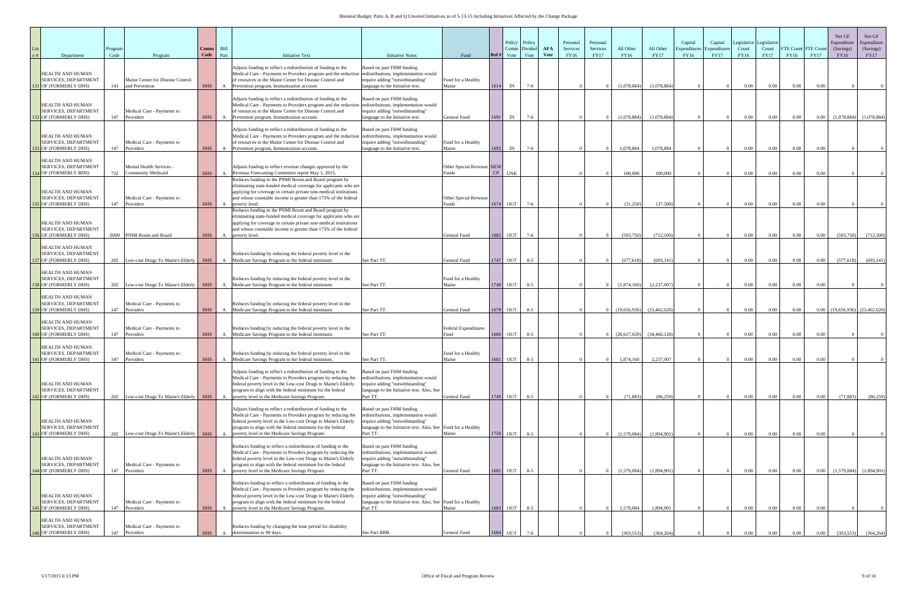# Biennial Budget: Parts A, B and Q Unvoted Initiatives as of 5-13-15 Including Initiatives Affected by the Change Package

| Line # | Department | Program Code | Program | Comm Code | Bill Part | Initiative Text | Initiative Notes | Fund | Ref # | Policy Comm Vote | Policy Divided Vote | AFA Vote | Personal Services FY16 | Personal Services FY17 | All Other FY16 | All Other FY17 | Capital Expenditures FY16 | Capital Expenditures FY17 | Legislative Count FY16 | Legislative Count FY17 | FTE Count FY16 | FTE Count FY17 | Net GF Expenditure (Savings) FY16 | Net GF Expenditure (Savings) FY17 |
|---|---|---|---|---|---|---|---|---|---|---|---|---|---|---|---|---|---|---|---|---|---|---|---|---|
| 131 | HEALTH AND HUMAN SERVICES, DEPARTMENT OF (FORMERLY DHS) | 143 | Maine Center for Disease Control and Prevention | HHS | A | Adjusts funding to reflect a redistribution of funding to the Medical Care - Payments to Providers program and the reduction of resources in the Maine Center for Disease Control and Prevention program, Immunization account. | Based on past FHM funding redistributions, implementation would require adding "notwithstanding" language to the Initiative text. | Fund for a Healthy Maine | 1614 | IN | 7-6 | | 0 | 0 | (1,078,884) | (1,078,884) | 0 | 0 | 0.00 | 0.00 | 0.00 | 0.00 | 0 | 0 |
| 132 | HEALTH AND HUMAN SERVICES, DEPARTMENT OF (FORMERLY DHS) | 147 | Medical Care - Payments to Providers | HHS | A | Adjusts funding to reflect a redistribution of funding to the Medical Care - Payments to Providers program and the reduction of resources in the Maine Center for Disease Control and Prevention program, Immunization account. | Based on past FHM funding redistributions, implementation would require adding "notwithstanding" language to the Initiative text. | General Fund | 1691 | IN | 7-6 | | 0 | 0 | (1,078,884) | (1,078,884) | 0 | 0 | 0.00 | 0.00 | 0.00 | 0.00 | (1,078,884) | (1,078,884) |
| 133 | HEALTH AND HUMAN SERVICES, DEPARTMENT OF (FORMERLY DHS) | 147 | Medical Care - Payments to Providers | HHS | A | Adjusts funding to reflect a redistribution of funding to the Medical Care - Payments to Providers program and the reduction of resources in the Maine Center for Disease Control and Prevention program, Immunization account. | Based on past FHM funding redistributions, implementation would require adding "notwithstanding" language to the Initiative text. | Fund for a Healthy Maine | 1692 | IN | 7-6 | | 0 | 0 | 1,078,884 | 1,078,884 | 0 | 0 | 0.00 | 0.00 | 0.00 | 0.00 | 0 | 0 |
| 134 | HEALTH AND HUMAN SERVICES, DEPARTMENT OF (FORMERLY BDS) | 732 | Mental Health Services - Community Medicaid | HHS | A | Adjusts funding to reflect revenue changes approved by the Revenue Forecasting Committee report May 1, 2015. | | Other Special Revenue Funds | NEW CP | UNK | | | 0 | 0 | 100,000 | 100,000 | 0 | 0 | 0.00 | 0.00 | 0.00 | 0.00 | 0 | 0 |
| 135 | HEALTH AND HUMAN SERVICES, DEPARTMENT OF (FORMERLY DHS) | 147 | Medical Care - Payments to Providers | HHS | A | Reduces funding in the PNMI Room and Board program by eliminating state-funded medical coverage for applicants who are applying for coverage in certain private non-medical institutions and whose countable income is greater than 175% of the federal poverty level. | | Other Special Revenue Funds | 1674 | OUT | 7-6 | | 0 | 0 | (31,250) | (37,500) | 0 | 0 | 0.00 | 0.00 | 0.00 | 0.00 | 0 | 0 |
| 136 | HEALTH AND HUMAN SERVICES, DEPARTMENT OF (FORMERLY DHS) | Z009 | PNMI Room and Board | HHS | A | Reduces funding in the PNMI Room and Board program by eliminating state-funded medical coverage for applicants who are applying for coverage in certain private non-medical institutions and whose countable income is greater than 175% of the federal poverty level. | | General Fund | 1882 | OUT | 7-6 | | 0 | 0 | (593,750) | (712,500) | 0 | 0 | 0.00 | 0.00 | 0.00 | 0.00 | (593,750) | (712,500) |
| 137 | HEALTH AND HUMAN SERVICES, DEPARTMENT OF (FORMERLY DHS) | 202 | Low-cost Drugs To Maine's Elderly | HHS | A | Reduces funding by reducing the federal poverty level in the Medicare Savings Program to the federal minimum. | See Part TT. | General Fund | 1747 | OUT | 8-5 | | 0 | 0 | (577,618) | (693,141) | 0 | 0 | 0.00 | 0.00 | 0.00 | 0.00 | (577,618) | (693,141) |
| 138 | HEALTH AND HUMAN SERVICES, DEPARTMENT OF (FORMERLY DHS) | 202 | Low-cost Drugs To Maine's Elderly | HHS | A | Reduces funding by reducing the federal poverty level in the Medicare Savings Program to the federal minimum. | See Part TT. | Fund for a Healthy Maine | 1748 | OUT | 8-5 | | 0 | 0 | (1,874,160) | (2,237,007) | 0 | 0 | 0.00 | 0.00 | 0.00 | 0.00 | 0 | 0 |
| 139 | HEALTH AND HUMAN SERVICES, DEPARTMENT OF (FORMERLY DHS) | 147 | Medical Care - Payments to Providers | HHS | A | Reduces funding by reducing the federal poverty level in the Medicare Savings Program to the federal minimum. | See Part TT. | General Fund | 1679 | OUT | 8-5 | | 0 | 0 | (19,656,936) | (23,462,620) | 0 | 0 | 0.00 | 0.00 | 0.00 | 0.00 | (19,656,936) | (23,462,620) |
| 140 | HEALTH AND HUMAN SERVICES, DEPARTMENT OF (FORMERLY DHS) | 147 | Medical Care - Payments to Providers | HHS | A | Reduces funding by reducing the federal poverty level in the Medicare Savings Program to the federal minimum. | See Part TT. | Federal Expenditures Fund | 1680 | OUT | 8-5 | | 0 | 0 | (28,617,020) | (34,466,128) | 0 | 0 | 0.00 | 0.00 | 0.00 | 0.00 | 0 | 0 |
| 141 | HEALTH AND HUMAN SERVICES, DEPARTMENT OF (FORMERLY DHS) | 147 | Medical Care - Payments to Providers | HHS | A | Reduces funding by reducing the federal poverty level in the Medicare Savings Program to the federal minimum. | See Part TT. | Fund for a Healthy Maine | 1681 | OUT | 8-5 | | 0 | 0 | 1,874,160 | 2,237,007 | 0 | 0 | 0.00 | 0.00 | 0.00 | 0.00 | 0 | 0 |
| 142 | HEALTH AND HUMAN SERVICES, DEPARTMENT OF (FORMERLY DHS) | 202 | Low-cost Drugs To Maine's Elderly | HHS | A | Adjusts funding to reflect a redistribution of funding to the Medical Care - Payments to Providers program by reducing the federal poverty level in the Low-cost Drugs to Maine's Elderly program to align with the federal minimum for the federal poverty level in the Medicare Savings Program. | Based on past FHM funding redistributions, implementation would require adding "notwithstanding" language to the Initiative text. Also, See Part TT. | General Fund | 1749 | OUT | 8-5 | | 0 | 0 | (71,883) | (86,259) | 0 | 0 | 0.00 | 0.00 | 0.00 | 0.00 | (71,883) | (86,259) |
| 143 | HEALTH AND HUMAN SERVICES, DEPARTMENT OF (FORMERLY DHS) | 202 | Low-cost Drugs To Maine's Elderly | HHS | A | Adjusts funding to reflect a redistribution of funding to the Medical Care - Payments to Providers program by reducing the federal poverty level in the Low-cost Drugs to Maine's Elderly program to align with the federal minimum for the federal poverty level in the Medicare Savings Program. | Based on past FHM funding redistributions, implementation would require adding "notwithstanding" language to the Initiative text. Also, See Part TT. | Fund for a Healthy Maine | 1750 | OUT | 8-5 | | 0 | 0 | (1,579,084) | (1,894,901) | 0 | 0 | 0.00 | 0.00 | 0.00 | 0.00 | 0 | 0 |
| 144 | HEALTH AND HUMAN SERVICES, DEPARTMENT OF (FORMERLY DHS) | 147 | Medical Care - Payments to Providers | HHS | A | Reduces funding to reflect a redistribution of funding to the Medical Care - Payments to Providers program by reducing the federal poverty level in the Low-cost Drugs to Maine's Elderly program to align with the federal minimum for the federal poverty level in the Medicare Savings Program. | Based on past FHM funding redistributions, implementation would require adding "notwithstanding" language to the Initiative text. Also, See Part TT. | General Fund | 1682 | OUT | 8-5 | | 0 | 0 | (1,579,084) | (1,894,901) | 0 | 0 | 0.00 | 0.00 | 0.00 | 0.00 | (1,579,084) | (1,894,901) |
| 145 | HEALTH AND HUMAN SERVICES, DEPARTMENT OF (FORMERLY DHS) | 147 | Medical Care - Payments to Providers | HHS | A | Reduces funding to reflect a redistribution of funding to the Medical Care - Payments to Providers program by reducing the federal poverty level in the Low-cost Drugs to Maine's Elderly program to align with the federal minimum for the federal poverty level in the Medicare Savings Program. | Based on past FHM funding redistributions, implementation would require adding "notwithstanding" language to the Initiative text. Also, See Part TT. | Fund for a Healthy Maine | 1683 | OUT | 8-5 | | 0 | 0 | 1,579,084 | 1,894,901 | 0 | 0 | 0.00 | 0.00 | 0.00 | 0.00 | 0 | 0 |
| 146 | HEALTH AND HUMAN SERVICES, DEPARTMENT OF (FORMERLY DHS) | 147 | Medical Care - Payments to Providers | HHS | A | Reduces funding by changing the time period for disability determination to 90 days. | See Part BBB. | General Fund | 1684 | OUT | 7-6 | | 0 | 0 | (303,553) | (364,264) | 0 | 0 | 0.00 | 0.00 | 0.00 | 0.00 | (303,553) | (364,264) |

5/17/2015 6:13 PM — Office of Fiscal and Program Review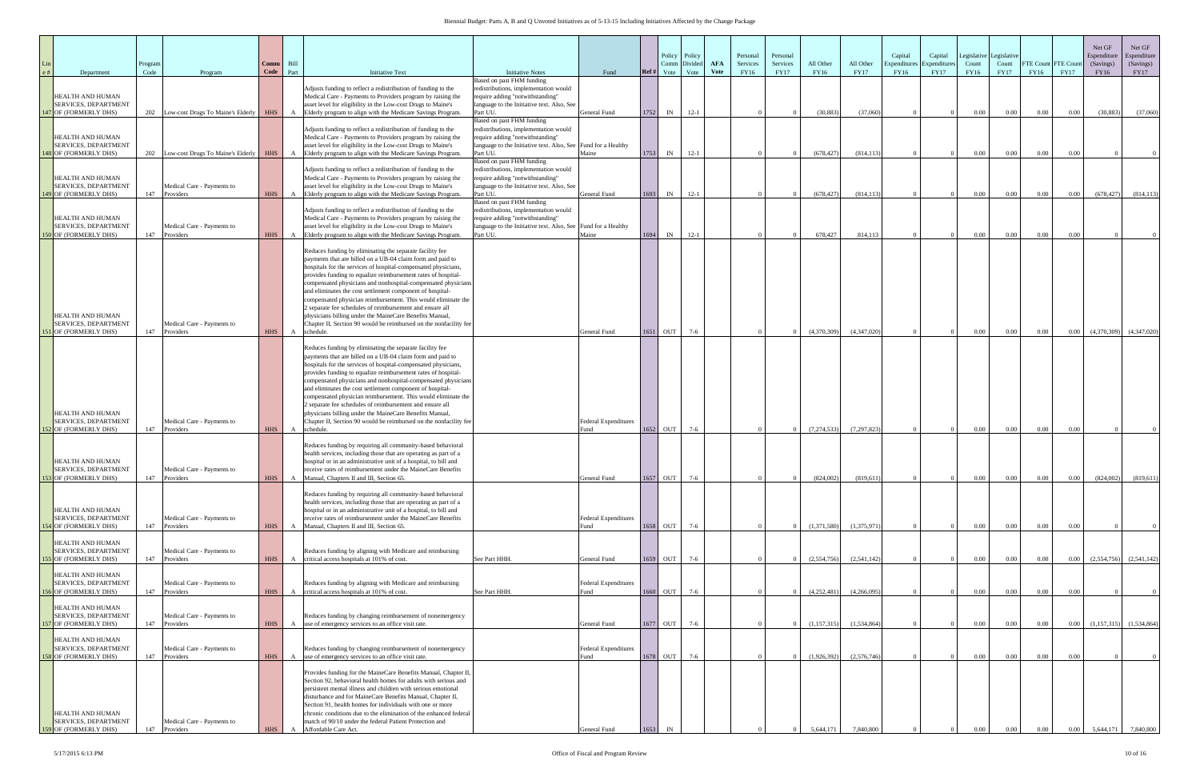Biennial Budget: Parts A, B and Q Unvoted Initiatives as of 5-13-15 Including Initiatives Affected by the Change Package

| Line # | Department | Program Code | Program | Comm Code | Bill Part | Initiative Text | Initiative Notes | Fund | Ref # | Policy Comm Vote | Policy Divided Vote | AFA Vote | Personal Services FY16 | Personal Services FY17 | All Other FY16 | All Other FY17 | Capital Expenditures FY16 | Capital Expenditures FY17 | Legislative Count FY16 | Legislative Count FY17 | FTE Count FY16 | FTE Count FY17 | Net GF Expenditure (Savings) FY16 | Net GF Expenditure (Savings) FY17 |
|---|---|---|---|---|---|---|---|---|---|---|---|---|---|---|---|---|---|---|---|---|---|---|---|---|
| 147 | HEALTH AND HUMAN SERVICES, DEPARTMENT OF (FORMERLY DHS) | 202 | Low-cost Drugs To Maine's Elderly | HHS | A | Adjusts funding to reflect a redistribution of funding to the Medical Care - Payments to Providers program by raising the asset level for eligibility in the Low-cost Drugs to Maine's Elderly program to align with the Medicare Savings Program. | Based on past FHM funding redistributions, implementation would require adding "notwithstanding" language to the Initiative text. Also, See Part UU. | General Fund | 1752 | IN | 12-1 | | 0 | 0 | (30,883) | (37,060) | 0 | 0 | 0.00 | 0.00 | 0.00 | 0.00 | (30,883) | (37,060) |
| 148 | HEALTH AND HUMAN SERVICES, DEPARTMENT OF (FORMERLY DHS) | 202 | Low-cost Drugs To Maine's Elderly | HHS | A | Adjusts funding to reflect a redistribution of funding to the Medical Care - Payments to Providers program by raising the asset level for eligibility in the Low-cost Drugs to Maine's Elderly program to align with the Medicare Savings Program. | Based on past FHM funding redistributions, implementation would require adding "notwithstanding" language to the Initiative text. Also, See Part UU. | Fund for a Healthy Maine | 1753 | IN | 12-1 | | 0 | 0 | (678,427) | (814,113) | 0 | 0 | 0.00 | 0.00 | 0.00 | 0.00 | 0 | 0 |
| 149 | HEALTH AND HUMAN SERVICES, DEPARTMENT OF (FORMERLY DHS) | 147 | Medical Care - Payments to Providers | HHS | A | Adjusts funding to reflect a redistribution of funding to the Medical Care - Payments to Providers program by raising the asset level for eligibility in the Low-cost Drugs to Maine's Elderly program to align with the Medicare Savings Program. | Based on past FHM funding redistributions, implementation would require adding "notwithstanding" language to the Initiative text. Also, See Part UU. | General Fund | 1693 | IN | 12-1 | | 0 | 0 | (678,427) | (814,113) | 0 | 0 | 0.00 | 0.00 | 0.00 | 0.00 | (678,427) | (814,113) |
| 150 | HEALTH AND HUMAN SERVICES, DEPARTMENT OF (FORMERLY DHS) | 147 | Medical Care - Payments to Providers | HHS | A | Adjusts funding to reflect a redistribution of funding to the Medical Care - Payments to Providers program by raising the asset level for eligibility in the Low-cost Drugs to Maine's Elderly program to align with the Medicare Savings Program. | Based on past FHM funding redistributions, implementation would require adding "notwithstanding" language to the Initiative text. Also, See Part UU. | Fund for a Healthy Maine | 1694 | IN | 12-1 | | 0 | 0 | 678,427 | 814,113 | 0 | 0 | 0.00 | 0.00 | 0.00 | 0.00 | 0 | 0 |
| 151 | HEALTH AND HUMAN SERVICES, DEPARTMENT OF (FORMERLY DHS) | 147 | Medical Care - Payments to Providers | HHS | A | Reduces funding by eliminating the separate facility fee payments that are billed on a UB-04 claim form and paid to hospitals for the services of hospital-compensated physicians, provides funding to equalize reimbursement rates of hospital-compensated physicians and nonhospital-compensated physicians and eliminates the cost settlement component of hospital-compensated physician reimbursement. This would eliminate the 2 separate fee schedules of reimbursement and ensure all physicians billing under the MaineCare Benefits Manual, Chapter II, Section 90 would be reimbursed on the nonfacility fee schedule. | | General Fund | 1651 | OUT | 7-6 | | 0 | 0 | (4,370,309) | (4,347,020) | 0 | 0 | 0.00 | 0.00 | 0.00 | 0.00 | (4,370,309) | (4,347,020) |
| 152 | HEALTH AND HUMAN SERVICES, DEPARTMENT OF (FORMERLY DHS) | 147 | Medical Care - Payments to Providers | HHS | A | Reduces funding by eliminating the separate facility fee payments that are billed on a UB-04 claim form and paid to hospitals for the services of hospital-compensated physicians, provides funding to equalize reimbursement rates of hospital-compensated physicians and nonhospital-compensated physicians and eliminates the cost settlement component of hospital-compensated physician reimbursement. This would eliminate the 2 separate fee schedules of reimbursement and ensure all physicians billing under the MaineCare Benefits Manual, Chapter II, Section 90 would be reimbursed on the nonfacility fee schedule. | | Federal Expenditures Fund | 1652 | OUT | 7-6 | | 0 | 0 | (7,274,533) | (7,297,823) | 0 | 0 | 0.00 | 0.00 | 0.00 | 0.00 | 0 | 0 |
| 153 | HEALTH AND HUMAN SERVICES, DEPARTMENT OF (FORMERLY DHS) | 147 | Medical Care - Payments to Providers | HHS | A | Reduces funding by requiring all community-based behavioral health services, including those that are operating as part of a hospital or in an administrative unit of a hospital, to bill and receive rates of reimbursement under the MaineCare Benefits Manual, Chapters II and III, Section 65. | | General Fund | 1657 | OUT | 7-6 | | 0 | 0 | (824,002) | (819,611) | 0 | 0 | 0.00 | 0.00 | 0.00 | 0.00 | (824,002) | (819,611) |
| 154 | HEALTH AND HUMAN SERVICES, DEPARTMENT OF (FORMERLY DHS) | 147 | Medical Care - Payments to Providers | HHS | A | Reduces funding by requiring all community-based behavioral health services, including those that are operating as part of a hospital or in an administrative unit of a hospital, to bill and receive rates of reimbursement under the MaineCare Benefits Manual, Chapters II and III, Section 65. | | Federal Expenditures Fund | 1658 | OUT | 7-6 | | 0 | 0 | (1,371,580) | (1,375,971) | 0 | 0 | 0.00 | 0.00 | 0.00 | 0.00 | 0 | 0 |
| 155 | HEALTH AND HUMAN SERVICES, DEPARTMENT OF (FORMERLY DHS) | 147 | Medical Care - Payments to Providers | HHS | A | Reduces funding by aligning with Medicare and reimbursing critical access hospitals at 101% of cost. | See Part HHH. | General Fund | 1659 | OUT | 7-6 | | 0 | 0 | (2,554,756) | (2,541,142) | 0 | 0 | 0.00 | 0.00 | 0.00 | 0.00 | (2,554,756) | (2,541,142) |
| 156 | HEALTH AND HUMAN SERVICES, DEPARTMENT OF (FORMERLY DHS) | 147 | Medical Care - Payments to Providers | HHS | A | Reduces funding by aligning with Medicare and reimbursing critical access hospitals at 101% of cost. | See Part HHH. | Federal Expenditures Fund | 1660 | OUT | 7-6 | | 0 | 0 | (4,252,481) | (4,266,095) | 0 | 0 | 0.00 | 0.00 | 0.00 | 0.00 | 0 | 0 |
| 157 | HEALTH AND HUMAN SERVICES, DEPARTMENT OF (FORMERLY DHS) | 147 | Medical Care - Payments to Providers | HHS | A | Reduces funding by changing reimbursement of nonemergency use of emergency services to an office visit rate. | | General Fund | 1677 | OUT | 7-6 | | 0 | 0 | (1,157,315) | (1,534,864) | 0 | 0 | 0.00 | 0.00 | 0.00 | 0.00 | (1,157,315) | (1,534,864) |
| 158 | HEALTH AND HUMAN SERVICES, DEPARTMENT OF (FORMERLY DHS) | 147 | Medical Care - Payments to Providers | HHS | A | Reduces funding by changing reimbursement of nonemergency use of emergency services to an office visit rate. | | Federal Expenditures Fund | 1678 | OUT | 7-6 | | 0 | 0 | (1,926,392) | (2,576,746) | 0 | 0 | 0.00 | 0.00 | 0.00 | 0.00 | 0 | 0 |
| 159 | HEALTH AND HUMAN SERVICES, DEPARTMENT OF (FORMERLY DHS) | 147 | Medical Care - Payments to Providers | HHS | A | Provides funding for the MaineCare Benefits Manual, Chapter II, Section 92, behavioral health homes for adults with serious and persistent mental illness and children with serious emotional disturbance and for MaineCare Benefits Manual, Chapter II, Section 91, health homes for individuals with one or more chronic conditions due to the elimination of the enhanced federal match of 90/10 under the federal Patient Protection and Affordable Care Act. | | General Fund | 1653 | IN | | | 0 | 0 | 5,644,171 | 7,840,800 | 0 | 0 | 0.00 | 0.00 | 0.00 | 0.00 | 5,644,171 | 7,840,800 |

5/17/2015 6:13 PM — Office of Fiscal and Program Review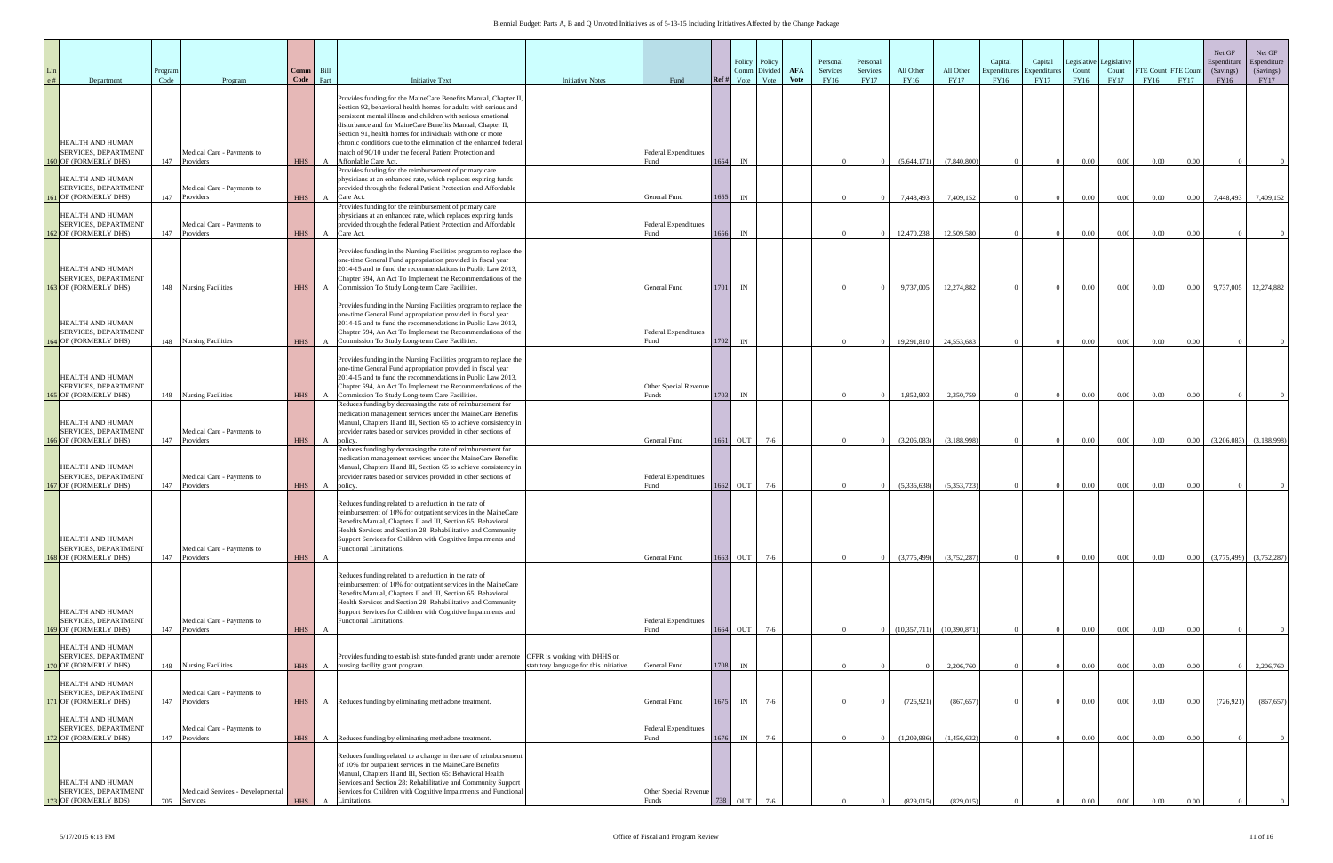# Biennial Budget: Parts A, B and Q Unvoted Initiatives as of 5-13-15 Including Initiatives Affected by the Change Package

| Line # | Department | Program Code | Program | Comm Code | Bill Part | Initiative Text | Initiative Notes | Fund | Ref # | Policy Comm Vote | Policy Divided Vote | AFA Vote | Personal Services FY16 | Personal Services FY17 | All Other FY16 | All Other FY17 | Capital Expenditures FY16 | Capital Expenditures FY17 | Legislative Count FY16 | Legislative Count FY17 | FTE Count FY16 | FTE Count FY17 | Net GF Expenditure (Savings) FY16 | Net GF Expenditure (Savings) FY17 |
|---|---|---|---|---|---|---|---|---|---|---|---|---|---|---|---|---|---|---|---|---|---|---|---|---|
| 160 | HEALTH AND HUMAN SERVICES, DEPARTMENT OF (FORMERLY DHS) | 147 | Medical Care - Payments to Providers | HHS | A | Provides funding for the MaineCare Benefits Manual, Chapter II, Section 92, behavioral health homes for adults with serious and persistent mental illness and children with serious emotional disturbance and for MaineCare Benefits Manual, Chapter II, Section 91, health homes for individuals with one or more chronic conditions due to the elimination of the enhanced federal match of 90/10 under the federal Patient Protection and Affordable Care Act. | | Federal Expenditures Fund | 1654 | IN | | | 0 | 0 | (5,644,171) | (7,840,800) | 0 | 0 | 0.00 | 0.00 | 0.00 | 0.00 | 0 | 0 |
| 161 | HEALTH AND HUMAN SERVICES, DEPARTMENT OF (FORMERLY DHS) | 147 | Medical Care - Payments to Providers | HHS | A | Provides funding for the reimbursement of primary care physicians at an enhanced rate, which replaces expiring funds provided through the federal Patient Protection and Affordable Care Act. | | General Fund | 1655 | IN | | | 0 | 0 | 7,448,493 | 7,409,152 | 0 | 0 | 0.00 | 0.00 | 0.00 | 0.00 | 7,448,493 | 7,409,152 |
| 162 | HEALTH AND HUMAN SERVICES, DEPARTMENT OF (FORMERLY DHS) | 147 | Medical Care - Payments to Providers | HHS | A | Provides funding for the reimbursement of primary care physicians at an enhanced rate, which replaces expiring funds provided through the federal Patient Protection and Affordable Care Act. | | Federal Expenditures Fund | 1656 | IN | | | 0 | 0 | 12,470,238 | 12,509,580 | 0 | 0 | 0.00 | 0.00 | 0.00 | 0.00 | 0 | 0 |
| 163 | HEALTH AND HUMAN SERVICES, DEPARTMENT OF (FORMERLY DHS) | 148 | Nursing Facilities | HHS | A | Provides funding in the Nursing Facilities program to replace the one-time General Fund appropriation provided in fiscal year 2014-15 and to fund the recommendations in Public Law 2013, Chapter 594, An Act To Implement the Recommendations of the Commission To Study Long-term Care Facilities. | | General Fund | 1701 | IN | | | 0 | 0 | 9,737,005 | 12,274,882 | 0 | 0 | 0.00 | 0.00 | 0.00 | 0.00 | 9,737,005 | 12,274,882 |
| 164 | HEALTH AND HUMAN SERVICES, DEPARTMENT OF (FORMERLY DHS) | 148 | Nursing Facilities | HHS | A | Provides funding in the Nursing Facilities program to replace the one-time General Fund appropriation provided in fiscal year 2014-15 and to fund the recommendations in Public Law 2013, Chapter 594, An Act To Implement the Recommendations of the Commission To Study Long-term Care Facilities. | | Federal Expenditures Fund | 1702 | IN | | | 0 | 0 | 19,291,810 | 24,553,683 | 0 | 0 | 0.00 | 0.00 | 0.00 | 0.00 | 0 | 0 |
| 165 | HEALTH AND HUMAN SERVICES, DEPARTMENT OF (FORMERLY DHS) | 148 | Nursing Facilities | HHS | A | Provides funding in the Nursing Facilities program to replace the one-time General Fund appropriation provided in fiscal year 2014-15 and to fund the recommendations in Public Law 2013, Chapter 594, An Act To Implement the Recommendations of the Commission To Study Long-term Care Facilities. | | Other Special Revenue Funds | 1703 | IN | | | 0 | 0 | 1,852,903 | 2,350,759 | 0 | 0 | 0.00 | 0.00 | 0.00 | 0.00 | 0 | 0 |
| 166 | HEALTH AND HUMAN SERVICES, DEPARTMENT OF (FORMERLY DHS) | 147 | Medical Care - Payments to Providers | HHS | A | Reduces funding by decreasing the rate of reimbursement for medication management services under the MaineCare Benefits Manual, Chapters II and III, Section 65 to achieve consistency in provider rates based on services provided in other sections of policy. | | General Fund | 1661 | OUT | 7-6 | | 0 | 0 | (3,206,083) | (3,188,998) | 0 | 0 | 0.00 | 0.00 | 0.00 | 0.00 | (3,206,083) | (3,188,998) |
| 167 | HEALTH AND HUMAN SERVICES, DEPARTMENT OF (FORMERLY DHS) | 147 | Medical Care - Payments to Providers | HHS | A | Reduces funding by decreasing the rate of reimbursement for medication management services under the MaineCare Benefits Manual, Chapters II and III, Section 65 to achieve consistency in provider rates based on services provided in other sections of policy. | | Federal Expenditures Fund | 1662 | OUT | 7-6 | | 0 | 0 | (5,336,638) | (5,353,723) | 0 | 0 | 0.00 | 0.00 | 0.00 | 0.00 | 0 | 0 |
| 168 | HEALTH AND HUMAN SERVICES, DEPARTMENT OF (FORMERLY DHS) | 147 | Medical Care - Payments to Providers | HHS | A | Reduces funding related to a reduction in the rate of reimbursement of 10% for outpatient services in the MaineCare Benefits Manual, Chapters II and III, Section 65: Behavioral Health Services and Section 28: Rehabilitative and Community Support Services for Children with Cognitive Impairments and Functional Limitations. | | General Fund | 1663 | OUT | 7-6 | | 0 | 0 | (3,775,499) | (3,752,287) | 0 | 0 | 0.00 | 0.00 | 0.00 | 0.00 | (3,775,499) | (3,752,287) |
| 169 | HEALTH AND HUMAN SERVICES, DEPARTMENT OF (FORMERLY DHS) | 147 | Medical Care - Payments to Providers | HHS | A | Reduces funding related to a reduction in the rate of reimbursement of 10% for outpatient services in the MaineCare Benefits Manual, Chapters II and III, Section 65: Behavioral Health Services and Section 28: Rehabilitative and Community Support Services for Children with Cognitive Impairments and Functional Limitations. | | Federal Expenditures Fund | 1664 | OUT | 7-6 | | 0 | 0 | (10,357,711) | (10,390,871) | 0 | 0 | 0.00 | 0.00 | 0.00 | 0.00 | 0 | 0 |
| 170 | HEALTH AND HUMAN SERVICES, DEPARTMENT OF (FORMERLY DHS) | 148 | Nursing Facilities | HHS | A | Provides funding to establish state-funded grants under a remote nursing facility grant program. | OFPR is working with DHHS on statutory language for this initiative. | General Fund | 1708 | IN | | | 0 | 0 | 0 | 2,206,760 | 0 | 0 | 0.00 | 0.00 | 0.00 | 0.00 | 0 | 2,206,760 |
| 171 | HEALTH AND HUMAN SERVICES, DEPARTMENT OF (FORMERLY DHS) | 147 | Medical Care - Payments to Providers | HHS | A | Reduces funding by eliminating methadone treatment. | | General Fund | 1675 | IN | 7-6 | | 0 | 0 | (726,921) | (867,657) | 0 | 0 | 0.00 | 0.00 | 0.00 | 0.00 | (726,921) | (867,657) |
| 172 | HEALTH AND HUMAN SERVICES, DEPARTMENT OF (FORMERLY DHS) | 147 | Medical Care - Payments to Providers | HHS | A | Reduces funding by eliminating methadone treatment. | | Federal Expenditures Fund | 1676 | IN | 7-6 | | 0 | 0 | (1,209,986) | (1,456,632) | 0 | 0 | 0.00 | 0.00 | 0.00 | 0.00 | 0 | 0 |
| 173 | HEALTH AND HUMAN SERVICES, DEPARTMENT OF (FORMERLY BDS) | 705 | Medicaid Services - Developmental Services | HHS | A | Reduces funding related to a change in the rate of reimbursement of 10% for outpatient services in the MaineCare Benefits Manual, Chapters II and III, Section 65: Behavioral Health Services and Section 28: Rehabilitative and Community Support Services for Children with Cognitive Impairments and Functional Limitations. | | Other Special Revenue Funds | 738 | OUT | 7-6 | | 0 | 0 | (829,015) | (829,015) | 0 | 0 | 0.00 | 0.00 | 0.00 | 0.00 | 0 | 0 |

5/17/2015 6:13 PM — Office of Fiscal and Program Review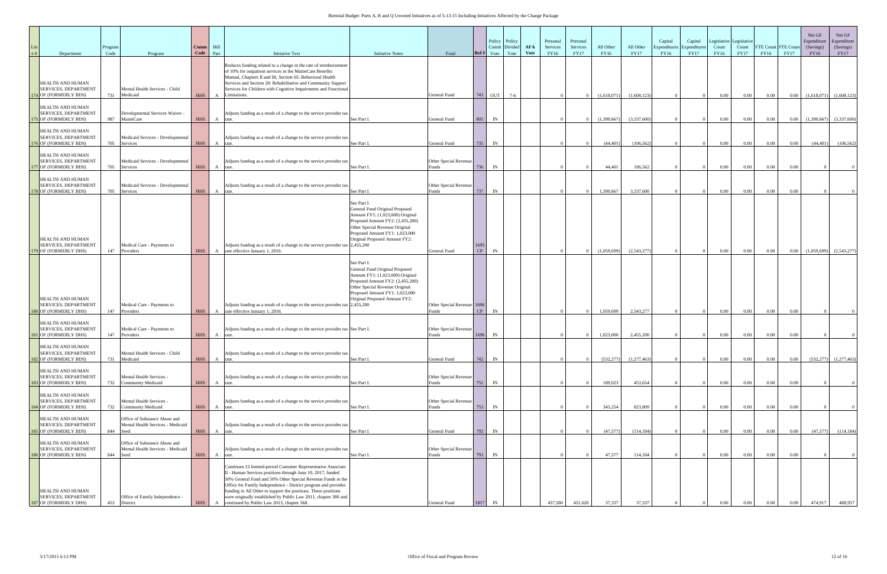# Biennial Budget: Parts A, B and Q Unvoted Initiatives as of 5-13-15 Including Initiatives Affected by the Change Package

| Line # | Department | Program Code | Program | Comm Code | Bill Part | Initiative Text | Initiative Notes | Fund | Ref # | Policy Comm Vote | Policy Divided Vote | AFA Vote | Personal Services FY16 | Personal Services FY17 | All Other FY16 | All Other FY17 | Capital Expenditures FY16 | Capital Expenditures FY17 | Legislative Count FY16 | Legislative Count FY17 | FTE Count FY16 | FTE Count FY17 | Net GF Expenditure (Savings) FY16 | Net GF Expenditure (Savings) FY17 |
|---|---|---|---|---|---|---|---|---|---|---|---|---|---|---|---|---|---|---|---|---|---|---|---|---|
| 174 | HEALTH AND HUMAN SERVICES, DEPARTMENT OF (FORMERLY BDS) | 731 | Mental Health Services - Child Medicaid | HHS | A | Reduces funding related to a change in the rate of reimbursement of 10% for outpatient services in the MaineCare Benefits Manual, Chapters II and III, Section 65: Behavioral Health Services and Section 28: Rehabilitative and Community Support Services for Children with Cognitive Impairments and Functional Limitations. | | General Fund | 743 | OUT | 7-6 | | 0 | 0 | (1,618,071) | (1,608,123) | 0 | 0 | 0.00 | 0.00 | 0.00 | 0.00 | (1,618,071) | (1,608,123) |
| 175 | HEALTH AND HUMAN SERVICES, DEPARTMENT OF (FORMERLY BDS) | 987 | Developmental Services Waiver - MaineCare | HHS | A | Adjusts funding as a result of a change to the service provider tax rate. | See Part I. | General Fund | 805 | IN | | | 0 | 0 | (1,390,667) | (3,337,600) | 0 | 0 | 0.00 | 0.00 | 0.00 | 0.00 | (1,390,667) | (3,337,600) |
| 176 | HEALTH AND HUMAN SERVICES, DEPARTMENT OF (FORMERLY BDS) | 705 | Medicaid Services - Developmental Services | HHS | A | Adjusts funding as a result of a change to the service provider tax rate. | See Part I. | General Fund | 735 | IN | | | 0 | 0 | (44,401) | (106,562) | 0 | 0 | 0.00 | 0.00 | 0.00 | 0.00 | (44,401) | (106,562) |
| 177 | HEALTH AND HUMAN SERVICES, DEPARTMENT OF (FORMERLY BDS) | 705 | Medicaid Services - Developmental Services | HHS | A | Adjusts funding as a result of a change to the service provider tax rate. | See Part I. | Other Special Revenue Funds | 736 | IN | | | 0 | 0 | 44,401 | 106,562 | 0 | 0 | 0.00 | 0.00 | 0.00 | 0.00 | 0 | 0 |
| 178 | HEALTH AND HUMAN SERVICES, DEPARTMENT OF (FORMERLY BDS) | 705 | Medicaid Services - Developmental Services | HHS | A | Adjusts funding as a result of a change to the service provider tax rate. | See Part I. | Other Special Revenue Funds | 737 | IN | | | 0 | 0 | 1,390,667 | 3,337,600 | 0 | 0 | 0.00 | 0.00 | 0.00 | 0.00 | 0 | 0 |
| 179 | HEALTH AND HUMAN SERVICES, DEPARTMENT OF (FORMERLY DHS) | 147 | Medical Care - Payments to Providers | HHS | A | Adjusts funding as a result of a change to the service provider tax rate effective January 1, 2016. | See Part I. General Fund Original Proposed Amount FY1: (1,023,000) Original Proposed Amount FY2: (2,455,200) Other Special Revenue Original Proposed Amount FY1: 1,023,000 Original Proposed Amount FY2: 2,455,200 | General Fund | 1695 CP | IN | | | 0 | 0 | (1,059,699) | (2,543,277) | 0 | 0 | 0.00 | 0.00 | 0.00 | 0.00 | (1,059,699) | (2,543,277) |
| 180 | HEALTH AND HUMAN SERVICES, DEPARTMENT OF (FORMERLY DHS) | 147 | Medical Care - Payments to Providers | HHS | A | Adjusts funding as a result of a change to the service provider tax rate effective January 1, 2016. | See Part I. General Fund Original Proposed Amount FY1: (1,023,000) Original Proposed Amount FY2: (2,455,200) Other Special Revenue Original Proposed Amount FY1: 1,023,000 Original Proposed Amount FY2: 2,455,200 | Other Special Revenue Funds | 1696 CP | IN | | | 0 | 0 | 1,059,699 | 2,543,277 | 0 | 0 | 0.00 | 0.00 | 0.00 | 0.00 | 0 | 0 |
| 181 | HEALTH AND HUMAN SERVICES, DEPARTMENT OF (FORMERLY DHS) | 147 | Medical Care - Payments to Providers | HHS | A | Adjusts funding as a result of a change to the service provider tax rate. | See Part I. | Other Special Revenue Funds | 1696 | IN | | | 0 | 0 | 1,023,000 | 2,455,200 | 0 | 0 | 0.00 | 0.00 | 0.00 | 0.00 | 0 | 0 |
| 182 | HEALTH AND HUMAN SERVICES, DEPARTMENT OF (FORMERLY BDS) | 731 | Mental Health Services - Child Medicaid | HHS | A | Adjusts funding as a result of a change to the service provider tax rate. | See Part I. | General Fund | 742 | IN | | | 0 | 0 | (532,277) | (1,277,463) | 0 | 0 | 0.00 | 0.00 | 0.00 | 0.00 | (532,277) | (1,277,463) |
| 183 | HEALTH AND HUMAN SERVICES, DEPARTMENT OF (FORMERLY BDS) | 732 | Mental Health Services - Community Medicaid | HHS | A | Adjusts funding as a result of a change to the service provider tax rate. | See Part I. | Other Special Revenue Funds | 752 | IN | | | 0 | 0 | 189,023 | 453,654 | 0 | 0 | 0.00 | 0.00 | 0.00 | 0.00 | 0 | 0 |
| 184 | HEALTH AND HUMAN SERVICES, DEPARTMENT OF (FORMERLY BDS) | 732 | Mental Health Services - Community Medicaid | HHS | A | Adjusts funding as a result of a change to the service provider tax rate. | See Part I. | Other Special Revenue Funds | 753 | IN | | | 0 | 0 | 343,254 | 823,809 | 0 | 0 | 0.00 | 0.00 | 0.00 | 0.00 | 0 | 0 |
| 185 | HEALTH AND HUMAN SERVICES, DEPARTMENT OF (FORMERLY BDS) | 844 | Office of Substance Abuse and Mental Health Services - Medicaid Seed | HHS | A | Adjusts funding as a result of a change to the service provider tax rate. | See Part I. | General Fund | 792 | IN | | | 0 | 0 | (47,577) | (114,184) | 0 | 0 | 0.00 | 0.00 | 0.00 | 0.00 | (47,577) | (114,184) |
| 186 | HEALTH AND HUMAN SERVICES, DEPARTMENT OF (FORMERLY BDS) | 844 | Office of Substance Abuse and Mental Health Services - Medicaid Seed | HHS | A | Adjusts funding as a result of a change to the service provider tax rate. | See Part I. | Other Special Revenue Funds | 793 | IN | | | 0 | 0 | 47,577 | 114,184 | 0 | 0 | 0.00 | 0.00 | 0.00 | 0.00 | 0 | 0 |
| 187 | HEALTH AND HUMAN SERVICES, DEPARTMENT OF (FORMERLY DHS) | 453 | Office of Family Independence - District | HHS | A | Continues 15 limited-period Customer Representative Associate II - Human Services positions through June 10, 2017, funded 50% General Fund and 50% Other Special Revenue Funds in the Office for Family Independence - District program and provides funding in All Other to support the positions. These positions were originally established by Public Law 2011, chapter 380 and continued by Public Law 2013, chapter 368. | | General Fund | 1817 | IN | | | 437,580 | 451,620 | 37,337 | 37,337 | 0 | 0 | 0.00 | 0.00 | 0.00 | 0.00 | 474,917 | 488,957 |

5/17/2015 6:13 PM — Office of Fiscal and Program Review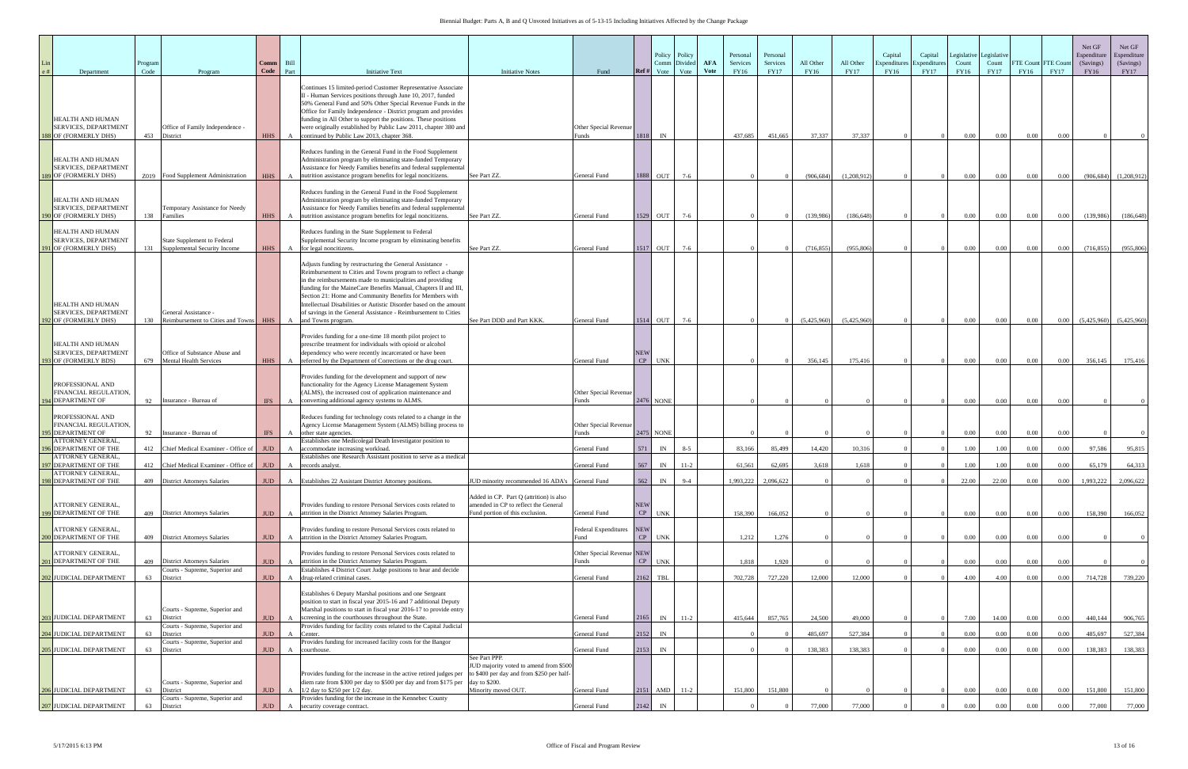# Biennial Budget: Parts A, B and Q Unvoted Initiatives as of 5-13-15 Including Initiatives Affected by the Change Package

| Line # | Department | Program Code | Program | Comm Code | Bill Part | Initiative Text | Initiative Notes | Fund | Ref # | Policy Comm Vote | Policy Divided Vote | AFA Vote | Personal Services FY16 | Personal Services FY17 | All Other FY16 | All Other FY17 | Capital Expenditures FY16 | Capital Expenditures FY17 | Legislative Count FY16 | Legislative Count FY17 | FTE Count FY16 | FTE Count FY17 | Net GF Expenditure (Savings) FY16 | Net GF Expenditure (Savings) FY17 |
|---|---|---|---|---|---|---|---|---|---|---|---|---|---|---|---|---|---|---|---|---|---|---|---|---|
| 188 | HEALTH AND HUMAN SERVICES, DEPARTMENT OF (FORMERLY DHS) | 453 | Office of Family Independence - District | HHS | A | Continues 15 limited-period Customer Representative Associate II - Human Services positions through June 10, 2017, funded 50% General Fund and 50% Other Special Revenue Funds in the Office for Family Independence - District program and provides funding in All Other to support the positions. These positions were originally established by Public Law 2011, chapter 380 and continued by Public Law 2013, chapter 368. | | Other Special Revenue Funds | 1818 | IN | | | 437,685 | 451,665 | 37,337 | 37,337 | 0 | 0 | 0.00 | 0.00 | 0.00 | 0.00 | 0 | 0 |
| 189 | HEALTH AND HUMAN SERVICES, DEPARTMENT OF (FORMERLY DHS) | Z019 | Food Supplement Administration | HHS | A | Reduces funding in the General Fund in the Food Supplement Administration program by eliminating state-funded Temporary Assistance for Needy Families benefits and federal supplemental nutrition assistance program benefits for legal noncitizens. | See Part ZZ. | General Fund | 1888 | OUT | 7-6 | | 0 | 0 | (906,684) | (1,208,912) | 0 | 0 | 0.00 | 0.00 | 0.00 | 0.00 | (906,684) | (1,208,912) |
| 190 | HEALTH AND HUMAN SERVICES, DEPARTMENT OF (FORMERLY DHS) | 138 | Temporary Assistance for Needy Families | HHS | A | Reduces funding in the General Fund in the Food Supplement Administration program by eliminating state-funded Temporary Assistance for Needy Families benefits and federal supplemental nutrition assistance program benefits for legal noncitizens. | See Part ZZ. | General Fund | 1529 | OUT | 7-6 | | 0 | 0 | (139,986) | (186,648) | 0 | 0 | 0.00 | 0.00 | 0.00 | 0.00 | (139,986) | (186,648) |
| 191 | HEALTH AND HUMAN SERVICES, DEPARTMENT OF (FORMERLY DHS) | 131 | State Supplement to Federal Supplemental Security Income | HHS | A | Reduces funding in the State Supplement to Federal Supplemental Security Income program by eliminating benefits for legal noncitizens. | See Part ZZ. | General Fund | 1517 | OUT | 7-6 | | 0 | 0 | (716,855) | (955,806) | 0 | 0 | 0.00 | 0.00 | 0.00 | 0.00 | (716,855) | (955,806) |
| 192 | HEALTH AND HUMAN SERVICES, DEPARTMENT OF (FORMERLY DHS) | 130 | General Assistance - Reimbursement to Cities and Towns | HHS | A | Adjusts funding by restructuring the General Assistance - Reimbursement to Cities and Towns program to reflect a change in the reimbursements made to municipalities and providing funding for the MaineCare Benefits Manual, Chapters II and III, Section 21: Home and Community Benefits for Members with Intellectual Disabilities or Autistic Disorder based on the amount of savings in the General Assistance - Reimbursement to Cities and Towns program. | See Part DDD and Part KKK. | General Fund | 1514 | OUT | 7-6 | | 0 | 0 | (5,425,960) | (5,425,960) | 0 | 0 | 0.00 | 0.00 | 0.00 | 0.00 | (5,425,960) | (5,425,960) |
| 193 | HEALTH AND HUMAN SERVICES, DEPARTMENT OF (FORMERLY BDS) | 679 | Office of Substance Abuse and Mental Health Services | HHS | A | Provides funding for a one-time 18 month pilot project to prescribe treatment for individuals with opioid or alcohol dependency who were recently incarcerated or have been referred by the Department of Corrections or the drug court. | | General Fund | NEW CP | UNK | | | 0 | 0 | 356,145 | 175,416 | 0 | 0 | 0.00 | 0.00 | 0.00 | 0.00 | 356,145 | 175,416 |
| 194 | PROFESSIONAL AND FINANCIAL REGULATION, DEPARTMENT OF | 92 | Insurance - Bureau of | IFS | A | Provides funding for the development and support of new functionality for the Agency License Management System (ALMS), the increased cost of application maintenance and converting additional agency systems to ALMS. | | Other Special Revenue Funds | 2476 | NONE | | | 0 | 0 | 0 | 0 | 0 | 0 | 0.00 | 0.00 | 0.00 | 0.00 | 0 | 0 |
| 195 | PROFESSIONAL AND FINANCIAL REGULATION, DEPARTMENT OF | 92 | Insurance - Bureau of | IFS | A | Reduces funding for technology costs related to a change in the Agency License Management System (ALMS) billing process to other state agencies. | | Other Special Revenue Funds | 2475 | NONE | | | 0 | 0 | 0 | 0 | 0 | 0 | 0.00 | 0.00 | 0.00 | 0.00 | 0 | 0 |
| 196 | ATTORNEY GENERAL, DEPARTMENT OF THE | 412 | Chief Medical Examiner - Office of | JUD | A | Establishes one Medicolegal Death Investigator position to accommodate increasing workload. | | General Fund | 571 | IN | 8-5 | | 83,166 | 85,499 | 14,420 | 10,316 | 0 | 0 | 1.00 | 1.00 | 0.00 | 0.00 | 97,586 | 95,815 |
| 197 | ATTORNEY GENERAL, DEPARTMENT OF THE | 412 | Chief Medical Examiner - Office of | JUD | A | Establishes one Research Assistant position to serve as a medical records analyst. | | General Fund | 567 | IN | 11-2 | | 61,561 | 62,695 | 3,618 | 1,618 | 0 | 0 | 1.00 | 1.00 | 0.00 | 0.00 | 65,179 | 64,313 |
| 198 | ATTORNEY GENERAL, DEPARTMENT OF THE | 409 | District Attorneys Salaries | JUD | A | Establishes 22 Assistant District Attorney positions. | JUD minority recommended 16 ADA's | General Fund | 562 | IN | 9-4 | | 1,993,222 | 2,096,622 | 0 | 0 | 0 | 0 | 22.00 | 22.00 | 0.00 | 0.00 | 1,993,222 | 2,096,622 |
| 199 | ATTORNEY GENERAL, DEPARTMENT OF THE | 409 | District Attorneys Salaries | JUD | A | Provides funding to restore Personal Services costs related to attrition in the District Attorney Salaries Program. | Added in CP. Part Q (attrition) is also amended in CP to reflect the General Fund portion of this exclusion. | General Fund | NEW CP | UNK | | | 158,390 | 166,052 | 0 | 0 | 0 | 0 | 0.00 | 0.00 | 0.00 | 0.00 | 158,390 | 166,052 |
| 200 | ATTORNEY GENERAL, DEPARTMENT OF THE | 409 | District Attorneys Salaries | JUD | A | Provides funding to restore Personal Services costs related to attrition in the District Attorney Salaries Program. | | Federal Expenditures Fund | NEW CP | UNK | | | 1,212 | 1,276 | 0 | 0 | 0 | 0 | 0.00 | 0.00 | 0.00 | 0.00 | 0 | 0 |
| 201 | ATTORNEY GENERAL, DEPARTMENT OF THE | 409 | District Attorneys Salaries | JUD | A | Provides funding to restore Personal Services costs related to attrition in the District Attorney Salaries Program. | | Other Special Revenue Funds | NEW CP | UNK | | | 1,818 | 1,920 | 0 | 0 | 0 | 0 | 0.00 | 0.00 | 0.00 | 0.00 | 0 | 0 |
| 202 | JUDICIAL DEPARTMENT | 63 | Courts - Supreme, Superior and District | JUD | A | Establishes 4 District Court Judge positions to hear and decide drug-related criminal cases. | | General Fund | 2162 | TBL | | | 702,728 | 727,220 | 12,000 | 12,000 | 0 | 0 | 4.00 | 4.00 | 0.00 | 0.00 | 714,728 | 739,220 |
| 203 | JUDICIAL DEPARTMENT | 63 | Courts - Supreme, Superior and District | JUD | A | Establishes 6 Deputy Marshal positions and one Sergeant position to start in fiscal year 2015-16 and 7 additional Deputy Marshal positions to start in fiscal year 2016-17 to provide entry screening in the courthouses throughout the State. | | General Fund | 2165 | IN | 11-2 | | 415,644 | 857,765 | 24,500 | 49,000 | 0 | 0 | 7.00 | 14.00 | 0.00 | 0.00 | 440,144 | 906,765 |
| 204 | JUDICIAL DEPARTMENT | 63 | Courts - Supreme, Superior and District | JUD | A | Provides funding for facility costs related to the Capital Judicial Center. | | General Fund | 2152 | IN | | | 0 | 0 | 485,697 | 527,384 | 0 | 0 | 0.00 | 0.00 | 0.00 | 0.00 | 485,697 | 527,384 |
| 205 | JUDICIAL DEPARTMENT | 63 | Courts - Supreme, Superior and District | JUD | A | Provides funding for increased facility costs for the Bangor courthouse. | | General Fund | 2153 | IN | | | 0 | 0 | 138,383 | 138,383 | 0 | 0 | 0.00 | 0.00 | 0.00 | 0.00 | 138,383 | 138,383 |
| 206 | JUDICIAL DEPARTMENT | 63 | Courts - Supreme, Superior and District | JUD | A | Provides funding for the increase in the active retired judges per diem rate from $300 per day to $500 per day and from $175 per 1/2 day to $250 per 1/2 day. | See Part PPP. JUD majority voted to amend from $500 to $400 per day and from $250 per half-day to $200. Minority moved OUT. | General Fund | 2151 | AMD | 11-2 | | 151,800 | 151,800 | 0 | 0 | 0 | 0 | 0.00 | 0.00 | 0.00 | 0.00 | 151,800 | 151,800 |
| 207 | JUDICIAL DEPARTMENT | 63 | Courts - Supreme, Superior and District | JUD | A | Provides funding for the increase in the Kennebec County security coverage contract. | | General Fund | 2142 | IN | | | 0 | 0 | 77,000 | 77,000 | 0 | 0 | 0.00 | 0.00 | 0.00 | 0.00 | 77,000 | 77,000 |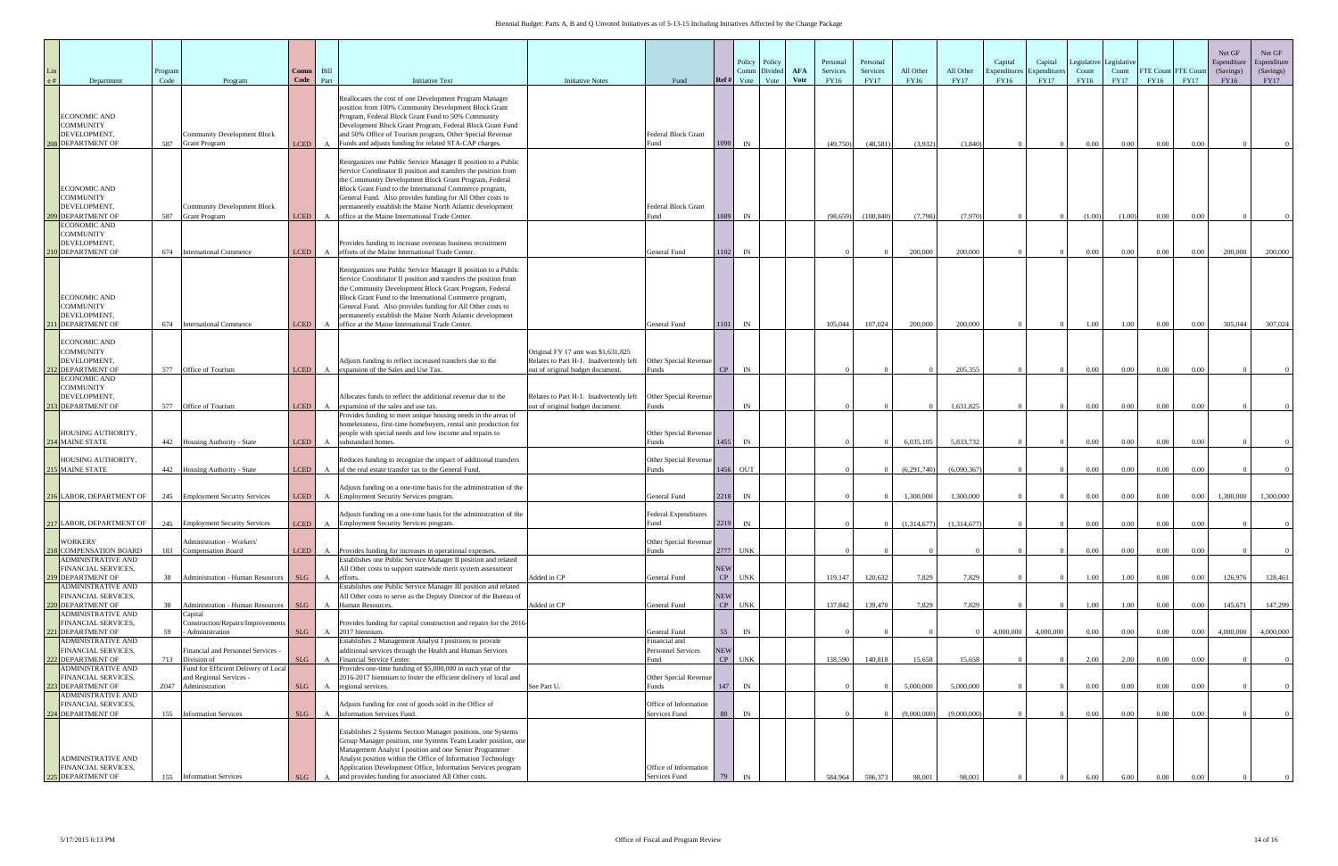# Biennial Budget: Parts A, B and Q Unvoted Initiatives as of 5-13-15 Including Initiatives Affected by the Change Package

| Line # | Department | Program Code | Program | Comm Code | Bill Part | Initiative Text | Initiative Notes | Fund | Ref # | Policy Comm Vote | Policy Divided Vote | AFA Vote | Personal Services FY16 | Personal Services FY17 | All Other FY16 | All Other FY17 | Capital Expenditures FY16 | Capital Expenditures FY17 | Legislative Count FY16 | Legislative Count FY17 | FTE Count FY16 | FTE Count FY17 | Net GF Expenditure (Savings) FY16 | Net GF Expenditure (Savings) FY17 |
|---|---|---|---|---|---|---|---|---|---|---|---|---|---|---|---|---|---|---|---|---|---|---|---|---|
| 208 | ECONOMIC AND COMMUNITY DEVELOPMENT, DEPARTMENT OF | 587 | Community Development Block Grant Program | LCED | A | Reallocates the cost of one Development Program Manager position from 100% Community Development Block Grant Program, Federal Block Grant Fund to 50% Community Development Block Grant Program, Federal Block Grant Fund and 50% Office of Tourism program, Other Special Revenue Funds and adjusts funding for related STA-CAP charges. | | Federal Block Grant Fund | 1090 | IN | | | (49,750) | (48,581) | (3,932) | (3,840) | 0 | 0 | 0.00 | 0.00 | 0.00 | 0.00 | 0 | 0 |
| 209 | ECONOMIC AND COMMUNITY DEVELOPMENT, DEPARTMENT OF | 587 | Community Development Block Grant Program | LCED | A | Reorganizes one Public Service Manager II position to a Public Service Coordinator II position and transfers the position from the Community Development Block Grant Program, Federal Block Grant Fund to the International Commerce program, General Fund. Also provides funding for All Other costs to permanently establish the Maine North Atlantic development office at the Maine International Trade Center. | | Federal Block Grant Fund | 1089 | IN | | | (98,659) | (100,840) | (7,798) | (7,970) | 0 | 0 | (1.00) | (1.00) | 0.00 | 0.00 | 0 | 0 |
| 210 | ECONOMIC AND COMMUNITY DEVELOPMENT, DEPARTMENT OF | 674 | International Commerce | LCED | A | Provides funding to increase overseas business recruitment efforts of the Maine International Trade Center. | | General Fund | 1102 | IN | | | 0 | 0 | 200,000 | 200,000 | 0 | 0 | 0.00 | 0.00 | 0.00 | 0.00 | 200,000 | 200,000 |
| 211 | ECONOMIC AND COMMUNITY DEVELOPMENT, DEPARTMENT OF | 674 | International Commerce | LCED | A | Reorganizes one Public Service Manager II position to a Public Service Coordinator II position and transfers the position from the Community Development Block Grant Program, Federal Block Grant Fund to the International Commerce program, General Fund. Also provides funding for All Other costs to permanently establish the Maine North Atlantic development office at the Maine International Trade Center. | | General Fund | 1101 | IN | | | 105,044 | 107,024 | 200,000 | 200,000 | 0 | 0 | 1.00 | 1.00 | 0.00 | 0.00 | 305,044 | 307,024 |
| 212 | ECONOMIC AND COMMUNITY DEVELOPMENT, DEPARTMENT OF | 577 | Office of Tourism | LCED | A | Adjusts funding to reflect increased transfers due to the expansion of the Sales and Use Tax. | Original FY 17 amt was $1,631,825 Relates to Part H-1. Inadvertently left out of original budget document. | Other Special Revenue Funds | CP | IN | | | 0 | 0 | 0 | 205,355 | 0 | 0 | 0.00 | 0.00 | 0.00 | 0.00 | 0 | 0 |
| 213 | ECONOMIC AND COMMUNITY DEVELOPMENT, DEPARTMENT OF | 577 | Office of Tourism | LCED | A | Allocates funds to reflect the additional revenue due to the expansion of the sales and use tax. | Relates to Part H-1. Inadvertently left out of original budget document. | Other Special Revenue Funds | | IN | | | 0 | 0 | 0 | 1,631,825 | 0 | 0 | 0.00 | 0.00 | 0.00 | 0.00 | 0 | 0 |
| 214 | HOUSING AUTHORITY, MAINE STATE | 442 | Housing Authority - State | LCED | A | Provides funding to meet unique housing needs in the areas of homelessness, first-time homebuyers, rental unit production for people with special needs and low income and repairs to substandard homes. | | Other Special Revenue Funds | 1455 | IN | | | 0 | 0 | 6,035,105 | 5,833,732 | 0 | 0 | 0.00 | 0.00 | 0.00 | 0.00 | 0 | 0 |
| 215 | HOUSING AUTHORITY, MAINE STATE | 442 | Housing Authority - State | LCED | A | Reduces funding to recognize the impact of additional transfers of the real estate transfer tax to the General Fund. | | Other Special Revenue Funds | 1456 | OUT | | | 0 | 0 | (6,291,740) | (6,090,367) | 0 | 0 | 0.00 | 0.00 | 0.00 | 0.00 | 0 | 0 |
| 216 | LABOR, DEPARTMENT OF | 245 | Employment Security Services | LCED | A | Adjusts funding on a one-time basis for the administration of the Employment Security Services program. | | General Fund | 2218 | IN | | | 0 | 0 | 1,300,000 | 1,300,000 | 0 | 0 | 0.00 | 0.00 | 0.00 | 0.00 | 1,300,000 | 1,300,000 |
| 217 | LABOR, DEPARTMENT OF | 245 | Employment Security Services | LCED | A | Adjusts funding on a one-time basis for the administration of the Employment Security Services program. | | Federal Expenditures Fund | 2219 | IN | | | 0 | 0 | (1,314,677) | (1,314,677) | 0 | 0 | 0.00 | 0.00 | 0.00 | 0.00 | 0 | 0 |
| 218 | WORKERS' COMPENSATION BOARD | 183 | Administration - Workers' Compensation Board | LCED | A | Provides funding for increases in operational expenses. | | Other Special Revenue Funds | 2777 | UNK | | | 0 | 0 | 0 | 0 | 0 | 0 | 0.00 | 0.00 | 0.00 | 0.00 | 0 | 0 |
| 219 | ADMINISTRATIVE AND FINANCIAL SERVICES, DEPARTMENT OF | 38 | Administration - Human Resources | SLG | A | Establishes one Public Service Manager II position and related All Other costs to support statewide merit system assessment efforts. | Added in CP | General Fund | NEW CP | UNK | | | 119,147 | 120,632 | 7,829 | 7,829 | 0 | 0 | 1.00 | 1.00 | 0.00 | 0.00 | 126,976 | 128,461 |
| 220 | ADMINISTRATIVE AND FINANCIAL SERVICES, DEPARTMENT OF | 38 | Administration - Human Resources | SLG | A | Establishes one Public Service Manager III position and related All Other costs to serve as the Deputy Director of the Bureau of Human Resources. | Added in CP | General Fund | NEW CP | UNK | | | 137,842 | 139,470 | 7,829 | 7,829 | 0 | 0 | 1.00 | 1.00 | 0.00 | 0.00 | 145,671 | 147,299 |
| 221 | ADMINISTRATIVE AND FINANCIAL SERVICES, DEPARTMENT OF | 59 | Capital Construction/Repairs/Improvements - Administration | SLG | A | Provides funding for capital construction and repairs for the 2016-2017 biennium. | | General Fund | 55 | IN | | | 0 | 0 | 0 | 0 | 4,000,000 | 4,000,000 | 0.00 | 0.00 | 0.00 | 0.00 | 4,000,000 | 4,000,000 |
| 222 | ADMINISTRATIVE AND FINANCIAL SERVICES, DEPARTMENT OF | 713 | Financial and Personnel Services - Division of | SLG | A | Establishes 2 Management Analyst I positions to provide additional services through the Health and Human Services Financial Service Center. | | Financial and Personnel Services Fund | NEW CP | UNK | | | 138,590 | 140,818 | 15,658 | 15,658 | 0 | 0 | 2.00 | 2.00 | 0.00 | 0.00 | 0 | 0 |
| 223 | ADMINISTRATIVE AND FINANCIAL SERVICES, DEPARTMENT OF | Z047 | Fund for Efficient Delivery of Local and Regional Services - Administration | SLG | A | Provides one-time funding of $5,000,000 in each year of the 2016-2017 biennium to foster the efficient delivery of local and regional services. | See Part U. | Other Special Revenue Funds | 147 | IN | | | 0 | 0 | 5,000,000 | 5,000,000 | 0 | 0 | 0.00 | 0.00 | 0.00 | 0.00 | 0 | 0 |
| 224 | ADMINISTRATIVE AND FINANCIAL SERVICES, DEPARTMENT OF | 155 | Information Services | SLG | A | Adjusts funding for cost of goods sold in the Office of Information Services Fund. | | Office of Information Services Fund | 80 | IN | | | 0 | 0 | (9,000,000) | (9,000,000) | 0 | 0 | 0.00 | 0.00 | 0.00 | 0.00 | 0 | 0 |
| 225 | ADMINISTRATIVE AND FINANCIAL SERVICES, DEPARTMENT OF | 155 | Information Services | SLG | A | Establishes 2 Systems Section Manager positions, one Systems Group Manager position, one Systems Team Leader position, one Management Analyst I position and one Senior Programmer Analyst position within the Office of Information Technology Application Development Office, Information Services program and provides funding for associated All Other costs. | | Office of Information Services Fund | 79 | IN | | | 584,964 | 596,373 | 98,001 | 98,001 | 0 | 0 | 6.00 | 6.00 | 0.00 | 0.00 | 0 | 0 |

5/17/2015 6:13 PM — Office of Fiscal and Program Review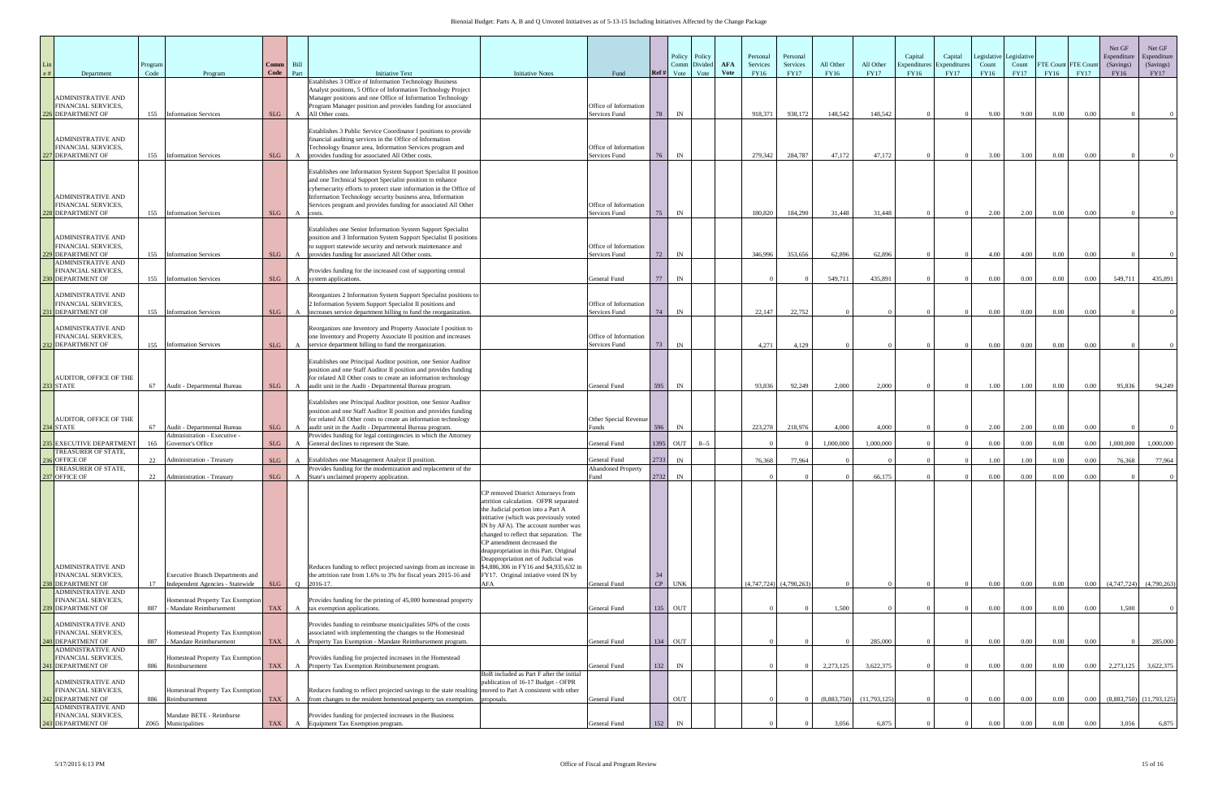Biennial Budget: Parts A, B and Q Unvoted Initiatives as of 5-13-15 Including Initiatives Affected by the Change Package

| Line # | Department | Program Code | Program | Comm Code | Bill Part | Initiative Text | Initiative Notes | Fund | Ref # | Policy Comm Vote | Policy Divided Vote | AFA Vote | Personal Services FY16 | Personal Services FY17 | All Other FY16 | All Other FY17 | Capital Expenditures FY16 | Capital Expenditures FY17 | Legislative Count FY16 | Legislative Count FY17 | FTE Count FY16 | FTE Count FY17 | Net GF Expenditure (Savings) FY16 | Net GF Expenditure (Savings) FY17 |
|---|---|---|---|---|---|---|---|---|---|---|---|---|---|---|---|---|---|---|---|---|---|---|---|---|
| 226 | ADMINISTRATIVE AND FINANCIAL SERVICES, DEPARTMENT OF | 155 | Information Services | SLG | A | Establishes 3 Office of Information Technology Business Analyst positions, 5 Office of Information Technology Project Manager positions and one Office of Information Technology Program Manager position and provides funding for associated All Other costs. | | Office of Information Services Fund | 78 | IN | | | 918,371 | 938,172 | 148,542 | 148,542 | 0 | 0 | 9.00 | 9.00 | 0.00 | 0.00 | 0 | 0 |
| 227 | ADMINISTRATIVE AND FINANCIAL SERVICES, DEPARTMENT OF | 155 | Information Services | SLG | A | Establishes 3 Public Service Coordinator I positions to provide financial auditing services in the Office of Information Technology finance area, Information Services program and provides funding for associated All Other costs. | | Office of Information Services Fund | 76 | IN | | | 279,342 | 284,787 | 47,172 | 47,172 | 0 | 0 | 3.00 | 3.00 | 0.00 | 0.00 | 0 | 0 |
| 228 | ADMINISTRATIVE AND FINANCIAL SERVICES, DEPARTMENT OF | 155 | Information Services | SLG | A | Establishes one Information System Support Specialist II position and one Technical Support Specialist position to enhance cybersecurity efforts to protect state information in the Office of Information Technology security business area, Information Services program and provides funding for associated All Other costs. | | Office of Information Services Fund | 75 | IN | | | 180,820 | 184,290 | 31,448 | 31,448 | 0 | 0 | 2.00 | 2.00 | 0.00 | 0.00 | 0 | 0 |
| 229 | ADMINISTRATIVE AND FINANCIAL SERVICES, DEPARTMENT OF | 155 | Information Services | SLG | A | Establishes one Senior Information System Support Specialist position and 3 Information System Support Specialist II positions to support statewide security and network maintenance and provides funding for associated All Other costs. | | Office of Information Services Fund | 72 | IN | | | 346,996 | 353,656 | 62,896 | 62,896 | 0 | 0 | 4.00 | 4.00 | 0.00 | 0.00 | 0 | 0 |
| 230 | ADMINISTRATIVE AND FINANCIAL SERVICES, DEPARTMENT OF | 155 | Information Services | SLG | A | Provides funding for the increased cost of supporting central system applications. | | General Fund | 77 | IN | | | 0 | 0 | 549,711 | 435,891 | 0 | 0 | 0.00 | 0.00 | 0.00 | 0.00 | 549,711 | 435,891 |
| 231 | ADMINISTRATIVE AND FINANCIAL SERVICES, DEPARTMENT OF | 155 | Information Services | SLG | A | Reorganizes 2 Information System Support Specialist positions to 2 Information System Support Specialist II positions and increases service department billing to fund the reorganization. | | Office of Information Services Fund | 74 | IN | | | 22,147 | 22,752 | 0 | 0 | 0 | 0 | 0.00 | 0.00 | 0.00 | 0.00 | 0 | 0 |
| 232 | ADMINISTRATIVE AND FINANCIAL SERVICES, DEPARTMENT OF | 155 | Information Services | SLG | A | Reorganizes one Inventory and Property Associate I position to one Inventory and Property Associate II position and increases service department billing to fund the reorganization. | | Office of Information Services Fund | 73 | IN | | | 4,271 | 4,129 | 0 | 0 | 0 | 0 | 0.00 | 0.00 | 0.00 | 0.00 | 0 | 0 |
| 233 | AUDITOR, OFFICE OF THE STATE | 67 | Audit - Departmental Bureau | SLG | A | Establishes one Principal Auditor position, one Senior Auditor position and one Staff Auditor II position and provides funding for related All Other costs to create an information technology audit unit in the Audit - Departmental Bureau program. | | General Fund | 595 | IN | | | 93,836 | 92,249 | 2,000 | 2,000 | 0 | 0 | 1.00 | 1.00 | 0.00 | 0.00 | 95,836 | 94,249 |
| 234 | AUDITOR, OFFICE OF THE STATE | 67 | Audit - Departmental Bureau | SLG | A | Establishes one Principal Auditor position, one Senior Auditor position and one Staff Auditor II position and provides funding for related All Other costs to create an information technology audit unit in the Audit - Departmental Bureau program. | | Other Special Revenue Funds | 596 | IN | | | 223,278 | 218,976 | 4,000 | 4,000 | 0 | 0 | 2.00 | 2.00 | 0.00 | 0.00 | 0 | 0 |
| 235 | EXECUTIVE DEPARTMENT | 165 | Administration - Executive - Governor's Office | SLG | A | Provides funding for legal contingencies in which the Attorney General declines to represent the State. | | General Fund | 1395 | OUT | 8--5 | | 0 | 0 | 1,000,000 | 1,000,000 | 0 | 0 | 0.00 | 0.00 | 0.00 | 0.00 | 1,000,000 | 1,000,000 |
| 236 | TREASURER OF STATE, OFFICE OF | 22 | Administration - Treasury | SLG | A | Establishes one Management Analyst II position. | | General Fund | 2733 | IN | | | 76,368 | 77,964 | 0 | 0 | 0 | 0 | 1.00 | 1.00 | 0.00 | 0.00 | 76,368 | 77,964 |
| 237 | TREASURER OF STATE, OFFICE OF | 22 | Administration - Treasury | SLG | A | Provides funding for the modernization and replacement of the State's unclaimed property application. | | Abandoned Property Fund | 2732 | IN | | | 0 | 0 | 0 | 66,175 | 0 | 0 | 0.00 | 0.00 | 0.00 | 0.00 | 0 | 0 |
| 238 | ADMINISTRATIVE AND FINANCIAL SERVICES, DEPARTMENT OF | 17 | Executive Branch Departments and Independent Agencies - Statewide | SLG | Q | Reduces funding to reflect projected savings from an increase in the attrition rate from 1.6% to 3% for fiscal years 2015-16 and 2016-17. | CP removed District Attorneys from attrition calculation. OFPR separated the Judicial portion into a Part A initiative (which was previously voted IN by AFA). The account number was changed to reflect that separation. The CP amendment decreased the deappropriation in this Part. Original Deappropriation net of Judicial was $4,886,306 in FY16 and $4,935,632 in FY17. Original intiative voted IN by AFA | General Fund | 34 CP | UNK | | | (4,747,724) | (4,790,263) | 0 | 0 | 0 | 0 | 0.00 | 0.00 | 0.00 | 0.00 | (4,747,724) | (4,790,263) |
| 239 | ADMINISTRATIVE AND FINANCIAL SERVICES, DEPARTMENT OF | 887 | Homestead Property Tax Exemption - Mandate Reimbursement | TAX | A | Provides funding for the printing of 45,000 homestead property tax exemption applications. | | General Fund | 135 | OUT | | | 0 | 0 | 1,500 | 0 | 0 | 0 | 0.00 | 0.00 | 0.00 | 0.00 | 1,500 | 0 |
| 240 | ADMINISTRATIVE AND FINANCIAL SERVICES, DEPARTMENT OF | 887 | Homestead Property Tax Exemption - Mandate Reimbursement | TAX | A | Provides funding to reimburse municipalities 50% of the costs associated with implementing the changes to the Homestead Property Tax Exemption - Mandate Reimbursement program. | | General Fund | 134 | OUT | | | 0 | 0 | 0 | 285,000 | 0 | 0 | 0.00 | 0.00 | 0.00 | 0.00 | 0 | 285,000 |
| 241 | ADMINISTRATIVE AND FINANCIAL SERVICES, DEPARTMENT OF | 886 | Homestead Property Tax Exemption Reimbursement | TAX | A | Provides funding for projected increases in the Homestead Property Tax Exemption Reimbursement program. | | General Fund | 132 | IN | | | 0 | 0 | 2,273,125 | 3,622,375 | 0 | 0 | 0.00 | 0.00 | 0.00 | 0.00 | 2,273,125 | 3,622,375 |
| 242 | ADMINISTRATIVE AND FINANCIAL SERVICES, DEPARTMENT OF | 886 | Homestead Property Tax Exemption Reimbursement | TAX | A | Reduces funding to reflect projected savings to the state resulting from changes to the resident homestead property tax exemption. | BoB included as Part F after the initial publication of 16-17 Budget - OFPR moved to Part A consistent with other proposals. | General Fund | | OUT | | | 0 | 0 | (8,883,750) | (11,793,125) | 0 | 0 | 0.00 | 0.00 | 0.00 | 0.00 | (8,883,750) | (11,793,125) |
| 243 | ADMINISTRATIVE AND FINANCIAL SERVICES, DEPARTMENT OF | Z065 | Mandate BETE - Reimburse Municipalities | TAX | A | Provides funding for projected increases in the Business Equipment Tax Exemption program. | | General Fund | 152 | IN | | | 0 | 0 | 3,056 | 6,875 | 0 | 0 | 0.00 | 0.00 | 0.00 | 0.00 | 3,056 | 6,875 |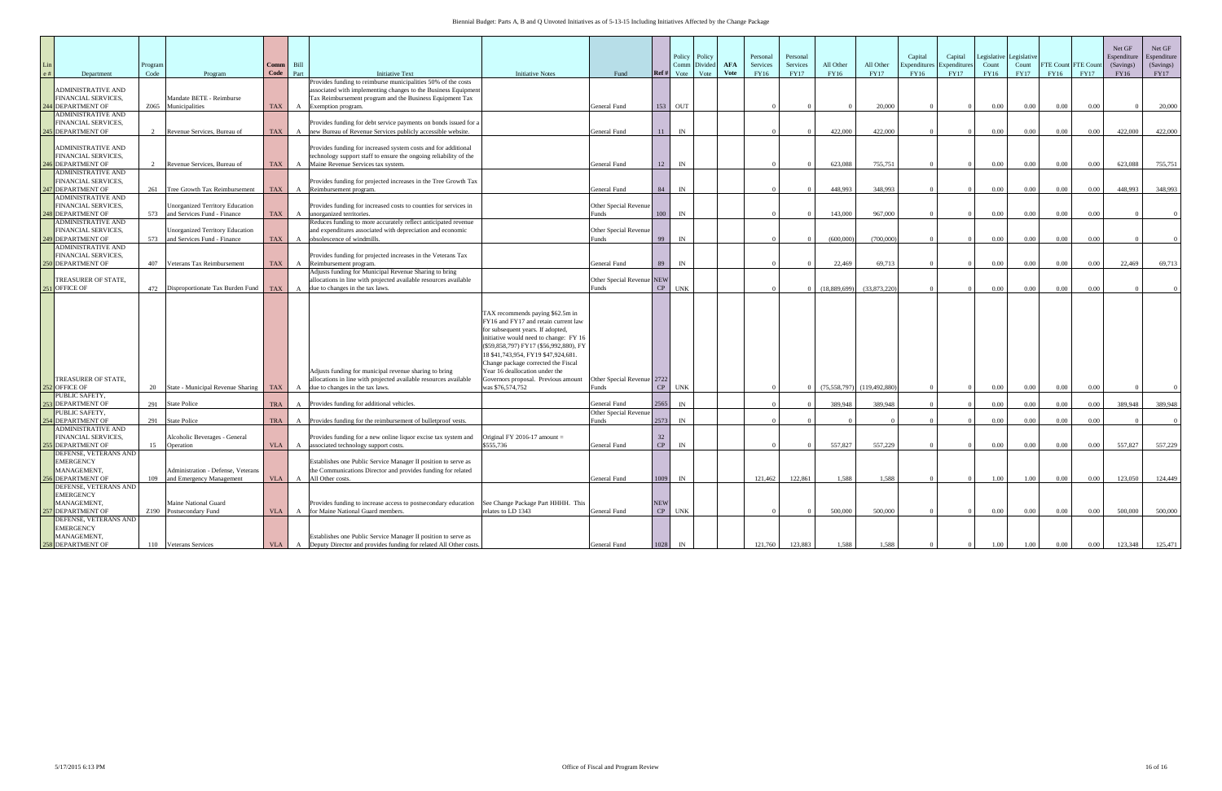| Line # | Department | Program Code | Program | Comm Code | Bill Part | Initiative Text | Initiative Notes | Fund | Ref # | Policy Comm Vote | Policy Divided Vote | AFA Vote | Personal Services FY16 | Personal Services FY17 | All Other FY16 | All Other FY17 | Capital Expenditures FY16 | Capital Expenditures FY17 | Legislative Count FY16 | Legislative Count FY17 | FTE Count FY16 | FTE Count FY17 | Net GF Expenditure (Savings) FY16 | Net GF Expenditure (Savings) FY17 |
|---|---|---|---|---|---|---|---|---|---|---|---|---|---|---|---|---|---|---|---|---|---|---|---|---|
| 244 | ADMINISTRATIVE AND FINANCIAL SERVICES, DEPARTMENT OF | Z065 | Mandate BETE - Reimburse Municipalities | TAX | A | Provides funding to reimburse municipalities 50% of the costs associated with implementing changes to the Business Equipment Tax Reimbursement program and the Business Equipment Tax Exemption program. | | General Fund | 153 | OUT | | | 0 | 0 | 0 | 20,000 | 0 | 0 | 0.00 | 0.00 | 0.00 | 0.00 | 0 | 20,000 |
| 245 | ADMINISTRATIVE AND FINANCIAL SERVICES, DEPARTMENT OF | 2 | Revenue Services, Bureau of | TAX | A | Provides funding for debt service payments on bonds issued for a new Bureau of Revenue Services publicly accessible website. | | General Fund | 11 | IN | | | 0 | 0 | 422,000 | 422,000 | 0 | 0 | 0.00 | 0.00 | 0.00 | 0.00 | 422,000 | 422,000 |
| 246 | ADMINISTRATIVE AND FINANCIAL SERVICES, DEPARTMENT OF | 2 | Revenue Services, Bureau of | TAX | A | Provides funding for increased system costs and for additional technology support staff to ensure the ongoing reliability of the Maine Revenue Services tax system. | | General Fund | 12 | IN | | | 0 | 0 | 623,088 | 755,751 | 0 | 0 | 0.00 | 0.00 | 0.00 | 0.00 | 623,088 | 755,751 |
| 247 | ADMINISTRATIVE AND FINANCIAL SERVICES, DEPARTMENT OF | 261 | Tree Growth Tax Reimbursement | TAX | A | Provides funding for projected increases in the Tree Growth Tax Reimbursement program. | | General Fund | 84 | IN | | | 0 | 0 | 448,993 | 348,993 | 0 | 0 | 0.00 | 0.00 | 0.00 | 0.00 | 448,993 | 348,993 |
| 248 | ADMINISTRATIVE AND FINANCIAL SERVICES, DEPARTMENT OF | 573 | Unorganized Territory Education and Services Fund - Finance | TAX | A | Provides funding for increased costs to counties for services in unorganized territories. | | Other Special Revenue Funds | 100 | IN | | | 0 | 0 | 143,000 | 967,000 | 0 | 0 | 0.00 | 0.00 | 0.00 | 0.00 | 0 | 0 |
| 249 | ADMINISTRATIVE AND FINANCIAL SERVICES, DEPARTMENT OF | 573 | Unorganized Territory Education and Services Fund - Finance | TAX | A | Reduces funding to more accurately reflect anticipated revenue and expenditures associated with depreciation and economic obsolescence of windmills. | | Other Special Revenue Funds | 99 | IN | | | 0 | 0 | (600,000) | (700,000) | 0 | 0 | 0.00 | 0.00 | 0.00 | 0.00 | 0 | 0 |
| 250 | ADMINISTRATIVE AND FINANCIAL SERVICES, DEPARTMENT OF | 407 | Veterans Tax Reimbursement | TAX | A | Provides funding for projected increases in the Veterans Tax Reimbursement program. | | General Fund | 89 | IN | | | 0 | 0 | 22,469 | 69,713 | 0 | 0 | 0.00 | 0.00 | 0.00 | 0.00 | 22,469 | 69,713 |
| 251 | TREASURER OF STATE, OFFICE OF | 472 | Disproportionate Tax Burden Fund | TAX | A | Adjusts funding for Municipal Revenue Sharing to bring allocations in line with projected available resources available due to changes in the tax laws. | | Other Special Revenue Funds | NEW CP | UNK | | | 0 | 0 | (18,889,699) | (33,873,220) | 0 | 0 | 0.00 | 0.00 | 0.00 | 0.00 | 0 | 0 |
| 252 | TREASURER OF STATE, OFFICE OF | 20 | State - Municipal Revenue Sharing | TAX | A | Adjusts funding for municipal revenue sharing to bring allocations in line with projected available resources available due to changes in the tax laws. | TAX recommends paying $62.5m in FY16 and FY17 and retain current law for subsequent years. If adopted, initiative would need to change: FY 16 ($59,858,797) FY17 ($56,992,880), FY 18 $41,743,954, FY19 $47,924,681. Change package corrected the Fiscal Year 16 deallocation under the Governors proposal. Previous amount was $76,574,752 | Other Special Revenue Funds | 2722 CP | UNK | | | 0 | 0 | (75,558,797) | (119,492,880) | 0 | 0 | 0.00 | 0.00 | 0.00 | 0.00 | 0 | 0 |
| 253 | PUBLIC SAFETY, DEPARTMENT OF | 291 | State Police | TRA | A | Provides funding for additional vehicles. | | General Fund | 2565 | IN | | | 0 | 0 | 389,948 | 389,948 | 0 | 0 | 0.00 | 0.00 | 0.00 | 0.00 | 389,948 | 389,948 |
| 254 | PUBLIC SAFETY, DEPARTMENT OF | 291 | State Police | TRA | A | Provides funding for the reimbursement of bulletproof vests. | | Other Special Revenue Funds | 2573 | IN | | | 0 | 0 | 0 | 0 | 0 | 0 | 0.00 | 0.00 | 0.00 | 0.00 | 0 | 0 |
| 255 | ADMINISTRATIVE AND FINANCIAL SERVICES, DEPARTMENT OF | 15 | Alcoholic Beverages - General Operation | VLA | A | Provides funding for a new online liquor excise tax system and associated technology support costs. | Original FY 2016-17 amount = $555,736 | General Fund | 32 CP | IN | | | 0 | 0 | 557,827 | 557,229 | 0 | 0 | 0.00 | 0.00 | 0.00 | 0.00 | 557,827 | 557,229 |
| 256 | DEFENSE, VETERANS AND EMERGENCY MANAGEMENT, DEPARTMENT OF | 109 | Administration - Defense, Veterans and Emergency Management | VLA | A | Establishes one Public Service Manager II position to serve as the Communications Director and provides funding for related All Other costs. | | General Fund | 1009 | IN | | | 121,462 | 122,861 | 1,588 | 1,588 | 0 | 0 | 1.00 | 1.00 | 0.00 | 0.00 | 123,050 | 124,449 |
| 257 | DEFENSE, VETERANS AND EMERGENCY MANAGEMENT, DEPARTMENT OF | Z190 | Maine National Guard Postsecondary Fund | VLA | A | Provides funding to increase access to postsecondary education for Maine National Guard members. | See Change Package Part HHHH. This relates to LD 1343 | General Fund | NEW CP | UNK | | | 0 | 0 | 500,000 | 500,000 | 0 | 0 | 0.00 | 0.00 | 0.00 | 0.00 | 500,000 | 500,000 |
| 258 | DEFENSE, VETERANS AND EMERGENCY MANAGEMENT, DEPARTMENT OF | 110 | Veterans Services | VLA | A | Establishes one Public Service Manager II position to serve as Deputy Director and provides funding for related All Other costs. | | General Fund | 1028 | IN | | | 121,760 | 123,883 | 1,588 | 1,588 | 0 | 0 | 1.00 | 1.00 | 0.00 | 0.00 | 123,348 | 125,471 |